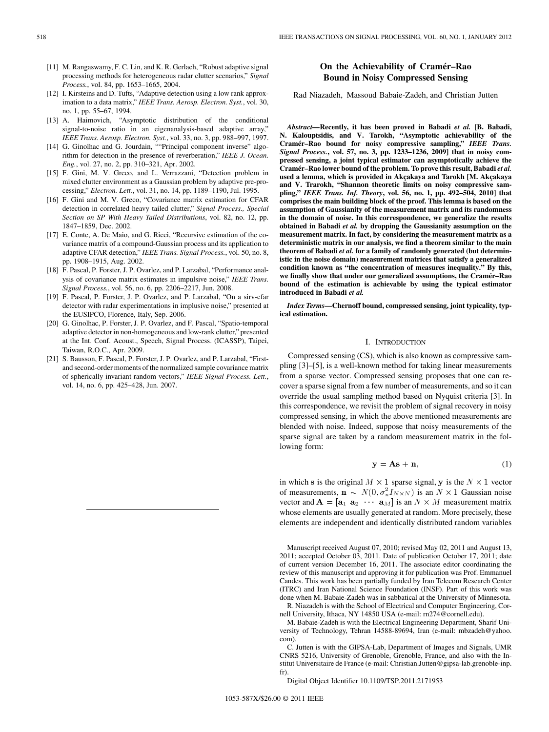[11] M. Rangaswamy, F. C. Lin, and K. R. Gerlach, "Robust adaptive signal processing methods for heterogeneous radar clutter scenarios," *Signal Process.*, vol. 84, pp. 1653–1665, 2004.

[12] I. Kirsteins and D. Tufts, "Adaptive detection using a low rank approximation to a data matrix," *IEEE Trans. Aerosp. Electron. Syst.*, vol. 30, no. 1, pp. 55–67, 1994.

[13] A. Haimovich, "Asymptotic distribution of the conditional signal-to-noise ratio in an eigenanalysis-based adaptive array," *IEEE Trans. Aerosp. Electron. Syst.*, vol. 33, no. 3, pp. 988–997, 1997.

[14] G. Ginolhac and G. Jourdain, ""Principal component inverse" algorithm for detection in the presence of reverberation," *IEEE J. Ocean. Eng.*, vol. 27, no. 2, pp. 310–321, Apr. 2002.

[15] F. Gini, M. V. Greco, and L. Verrazzani, "Detection problem in mixed clutter environment as a Gaussian problem by adaptive pre-processing," *Electron. Lett.*, vol. 31, no. 14, pp. 1189–1190, Jul. 1995.

[16] F. Gini and M. V. Greco, "Covariance matrix estimation for CFAR detection in correlated heavy tailed clutter," *Signal Process., Special Section on SP With Heavy Tailed Distributions*, vol. 82, no. 12, pp. 1847–1859, Dec. 2002.

[17] E. Conte, A. De Maio, and G. Ricci, "Recursive estimation of the covariance matrix of a compound-Gaussian process and its application to adaptive CFAR detection," *IEEE Trans. Signal Process.*, vol. 50, no. 8, pp. 1908–1915, Aug. 2002.

[18] F. Pascal, P. Forster, J. P. Ovarlez, and P. Larzabal, "Performance analysis of covariance matrix estimates in impulsive noise," *IEEE Trans. Signal Process.*, vol. 56, no. 6, pp. 2206–2217, Jun. 2008.

[19] F. Pascal, P. Forster, J. P. Ovarlez, and P. Larzabal, "On a sirv-cfar detector with radar experimentations in implusive noise," presented at the EUSIPCO, Florence, Italy, Sep. 2006.

[20] G. Ginolhac, P. Forster, J. P. Ovarlez, and F. Pascal, "Spatio-temporal adaptive detector in non-homogeneous and low-rank clutter," presented at the Int. Conf. Acoust., Speech, Signal Process. (ICASSP), Taipei, Taiwan, R.O.C., Apr. 2009.

[21] S. Bausson, F. Pascal, P. Forster, J. P. Ovarlez, and P. Larzabal, "First- and second-order moments of the normalized sample covariance matrix of spherically invariant random vectors," *IEEE Signal Process. Lett.*, vol. 14, no. 6, pp. 425–428, Jun. 2007.

# On the Achievability of Cramér–Rao Bound in Noisy Compressed Sensing

Rad Niazadeh, Massoud Babaie-Zadeh, and Christian Jutten

***Abstract*—Recently, it has been proved in Babadi *et al.* [B. Babadi, N. Kalouptsidis, and V. Tarokh, "Asymptotic achievability of the Cramér–Rao bound for noisy compressive sampling," *IEEE Trans. Signal Process.*, vol. 57, no. 3, pp. 1233–1236, 2009] that in noisy compressed sensing, a joint typical estimator can asymptotically achieve the Cramér–Rao lower bound of the problem. To prove this result, Babadi *et al.* used a lemma, which is provided in Akçakaya and Tarokh [M. Akçakaya and V. Trarokh, "Shannon theoretic limits on noisy compressive sampling," *IEEE Trans. Inf. Theory*, vol. 56, no. 1, pp. 492–504, 2010] that comprises the main building block of the proof. This lemma is based on the assumption of Gaussianity of the measurement matrix and its randomness in the domain of noise. In this correspondence, we generalize the results obtained in Babadi *et al.* by dropping the Gaussianity assumption on the measurement matrix. In fact, by considering the measurement matrix as a deterministic matrix in our analysis, we find a theorem similar to the main theorem of Babadi *et al.* for a family of randomly generated (but deterministic in the noise domain) measurement matrices that satisfy a generalized condition known as "the concentration of measures inequality." By this, we finally show that under our generalized assumptions, the Cramér–Rao bound of the estimation is achievable by using the typical estimator introduced in Babadi *et al.***

***Index Terms*—Chernoff bound, compressed sensing, joint typicality, typical estimation.**

## I. Introduction

Compressed sensing (CS), which is also known as compressive sampling [3]–[5], is a well-known method for taking linear measurements from a sparse vector. Compressed sensing proposes that one can recover a sparse signal from a few number of measurements, and so it can override the usual sampling method based on Nyquist criteria [3]. In this correspondence, we revisit the problem of signal recovery in noisy compressed sensing, in which the above mentioned measurements are blended with noise. Indeed, suppose that noisy measurements of the sparse signal are taken by a random measurement matrix in the following form:

$$\mathbf{y} = \mathbf{A}\mathbf{s} + \mathbf{n}, \tag{1}$$

in which $\mathbf{s}$ is the original $M \times 1$ sparse signal, $\mathbf{y}$ is the $N \times 1$ vector of measurements, $\mathbf{n} \sim N(0, \sigma_n^2 I_{N\times N})$ is an $N \times 1$ Gaussian noise vector and $\mathbf{A} = [\mathbf{a}_1\ \mathbf{a}_2\ \cdots\ \mathbf{a}_M]$ is an $N \times M$ measurement matrix whose elements are usually generated at random. More precisely, these elements are independent and identically distributed random variables

Manuscript received August 07, 2010; revised May 02, 2011 and August 13, 2011; accepted October 03, 2011. Date of publication October 17, 2011; date of current version December 16, 2011. The associate editor coordinating the review of this manuscript and approving it for publication was Prof. Emmanuel Candes. This work has been partially funded by Iran Telecom Research Center (ITRC) and Iran National Science Foundation (INSF). Part of this work was done when M. Babaie-Zadeh was in sabbatical at the University of Minnesota.

R. Niazadeh is with the School of Electrical and Computer Engineering, Cornell University, Ithaca, NY 14850 USA (e-mail: rn274@cornell.edu).

M. Babaie-Zadeh is with the Electrical Engineering Department, Sharif University of Technology, Tehran 14588-89694, Iran (e-mail: mbzadeh@yahoo.com).

C. Jutten is with the GIPSA-Lab, Department of Images and Signals, UMR CNRS 5216, University of Grenoble, Grenoble, France, and also with the Institut Universitaire de France (e-mail: Christian.Jutten@gipsa-lab.grenoble-inp.fr).

Digital Object Identifier 10.1109/TSP.2011.2171953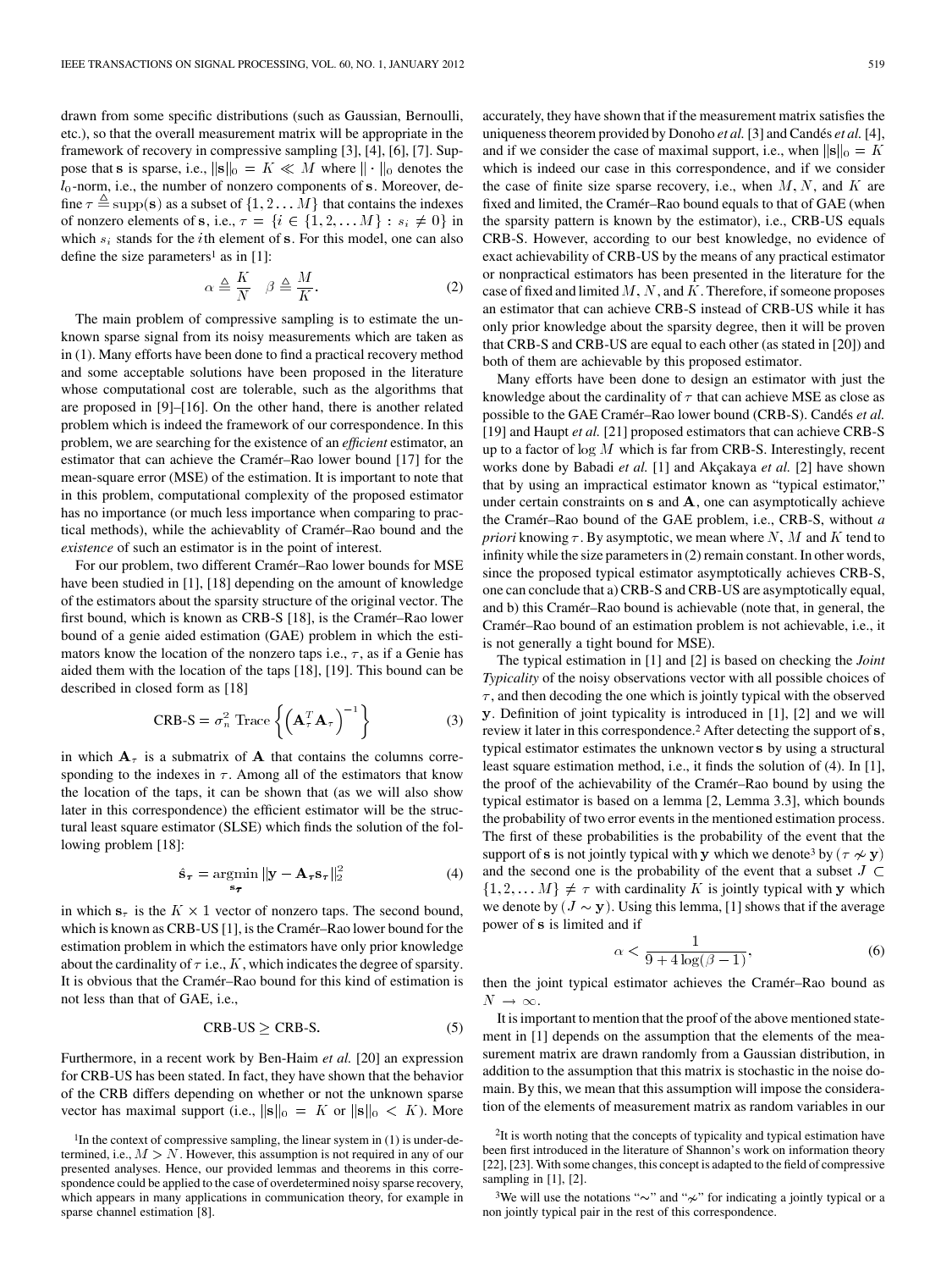drawn from some specific distributions (such as Gaussian, Bernoulli, etc.), so that the overall measurement matrix will be appropriate in the framework of recovery in compressive sampling [3], [4], [6], [7]. Suppose that $\mathbf{s}$ is sparse, i.e., $\|\mathbf{s}\|_0 = K \ll M$ where $\|\cdot\|_0$ denotes the $l_0$-norm, i.e., the number of nonzero components of $\mathbf{s}$. Moreover, define $\tau \triangleq \mathrm{supp}(\mathbf{s})$ as a subset of $\{1, 2 \ldots M\}$ that contains the indexes of nonzero elements of $\mathbf{s}$, i.e., $\tau = \{i \in \{1, 2, \ldots M\} : s_i \neq 0\}$ in which $s_i$ stands for the $i$th element of $\mathbf{s}$. For this model, one can also define the size parameters[1] as in [1]:

$$\alpha \triangleq \frac{K}{N} \quad \beta \triangleq \frac{M}{K}. \tag{2}$$

The main problem of compressive sampling is to estimate the unknown sparse signal from its noisy measurements which are taken as in (1). Many efforts have been done to find a practical recovery method and some acceptable solutions have been proposed in the literature whose computational cost are tolerable, such as the algorithms that are proposed in [9]–[16]. On the other hand, there is another related problem which is indeed the framework of our correspondence. In this problem, we are searching for the existence of an *efficient* estimator, an estimator that can achieve the Cramér–Rao lower bound [17] for the mean-square error (MSE) of the estimation. It is important to note that in this problem, computational complexity of the proposed estimator has no importance (or much less importance when comparing to practical methods), while the achievablity of Cramér–Rao bound and the *existence* of such an estimator is in the point of interest.

For our problem, two different Cramér–Rao lower bounds for MSE have been studied in [1], [18] depending on the amount of knowledge of the estimators about the sparsity structure of the original vector. The first bound, which is known as CRB-S [18], is the Cramér–Rao lower bound of a genie aided estimation (GAE) problem in which the estimators know the location of the nonzero taps i.e., $\tau$, as if a Genie has aided them with the location of the taps [18], [19]. This bound can be described in closed form as [18]

$$\text{CRB-S} = \sigma_n^2 \ \mathrm{Trace}\left\{\left(\mathbf{A}_\tau^T \mathbf{A}_\tau\right)^{-1}\right\} \tag{3}$$

in which $\mathbf{A}_\tau$ is a submatrix of $\mathbf{A}$ that contains the columns corresponding to the indexes in $\tau$. Among all of the estimators that know the location of the taps, it can be shown that (as we will also show later in this correspondence) the efficient estimator will be the structural least square estimator (SLSE) which finds the solution of the following problem [18]:

$$\hat{\mathbf{s}}_\tau = \underset{\mathbf{s}_\tau}{\mathrm{argmin}} \|\mathbf{y} - \mathbf{A}_\tau \mathbf{s}_\tau\|_2^2 \tag{4}$$

in which $\mathbf{s}_\tau$ is the $K \times 1$ vector of nonzero taps. The second bound, which is known as CRB-US [1], is the Cramér–Rao lower bound for the estimation problem in which the estimators have only prior knowledge about the cardinality of $\tau$ i.e., $K$, which indicates the degree of sparsity. It is obvious that the Cramér–Rao bound for this kind of estimation is not less than that of GAE, i.e.,

$$\text{CRB-US} \geq \text{CRB-S}. \tag{5}$$

Furthermore, in a recent work by Ben-Haim *et al.* [20] an expression for CRB-US has been stated. In fact, they have shown that the behavior of the CRB differs depending on whether or not the unknown sparse vector has maximal support (i.e., $\|\mathbf{s}\|_0 = K$ or $\|\mathbf{s}\|_0 < K$). More accurately, they have shown that if the measurement matrix satisfies the uniqueness theorem provided by Donoho *et al.* [3] and Candés *et al.* [4], and if we consider the case of maximal support, i.e., when $\|\mathbf{s}\|_0 = K$ which is indeed our case in this correspondence, and if we consider the case of finite size sparse recovery, i.e., when $M$, $N$, and $K$ are fixed and limited, the Cramér–Rao bound equals to that of GAE (when the sparsity pattern is known by the estimator), i.e., CRB-US equals CRB-S. However, according to our best knowledge, no evidence of exact achievability of CRB-US by the means of any practical estimator or nonpractical estimators has been presented in the literature for the case of fixed and limited $M$, $N$, and $K$. Therefore, if someone proposes an estimator that can achieve CRB-S instead of CRB-US while it has only prior knowledge about the sparsity degree, then it will be proven that CRB-S and CRB-US are equal to each other (as stated in [20]) and both of them are achievable by this proposed estimator.

Many efforts have been done to design an estimator with just the knowledge about the cardinality of $\tau$ that can achieve MSE as close as possible to the GAE Cramér–Rao lower bound (CRB-S). Candés *et al.* [19] and Haupt *et al.* [21] proposed estimators that can achieve CRB-S up to a factor of $\log M$ which is far from CRB-S. Interestingly, recent works done by Babadi *et al.* [1] and Akçakaya *et al.* [2] have shown that by using an impractical estimator known as "typical estimator," under certain constraints on $\mathbf{s}$ and $\mathbf{A}$, one can asymptotically achieve the Cramér–Rao bound of the GAE problem, i.e., CRB-S, without *a priori* knowing $\tau$. By asymptotic, we mean where $N$, $M$ and $K$ tend to infinity while the size parameters in (2) remain constant. In other words, since the proposed typical estimator asymptotically achieves CRB-S, one can conclude that a) CRB-S and CRB-US are asymptotically equal, and b) this Cramér–Rao bound is achievable (note that, in general, the Cramér–Rao bound of an estimation problem is not achievable, i.e., it is not generally a tight bound for MSE).

The typical estimation in [1] and [2] is based on checking the *Joint Typicality* of the noisy observations vector with all possible choices of $\tau$, and then decoding the one which is jointly typical with the observed $\mathbf{y}$. Definition of joint typicality is introduced in [1], [2] and we will review it later in this correspondence.[2] After detecting the support of $\mathbf{s}$, typical estimator estimates the unknown vector $\mathbf{s}$ by using a structural least square estimation method, i.e., it finds the solution of (4). In [1], the proof of the achievability of the Cramér–Rao bound by using the typical estimator is based on a lemma [2, Lemma 3.3], which bounds the probability of two error events in the mentioned estimation process. The first of these probabilities is the probability of the event that the support of $\mathbf{s}$ is not jointly typical with $\mathbf{y}$ which we denote[3] by $(\tau \nsim \mathbf{y})$ and the second one is the probability of the event that a subset $J \subset \{1, 2, \ldots M\} \neq \tau$ with cardinality $K$ is jointly typical with $\mathbf{y}$ which we denote by $(J \sim \mathbf{y})$. Using this lemma, [1] shows that if the average power of $\mathbf{s}$ is limited and if

$$\alpha < \frac{1}{9 + 4\log(\beta - 1)}, \tag{6}$$

then the joint typical estimator achieves the Cramér–Rao bound as $N \to \infty$.

It is important to mention that the proof of the above mentioned statement in [1] depends on the assumption that the elements of the measurement matrix are drawn randomly from a Gaussian distribution, in addition to the assumption that this matrix is stochastic in the noise domain. By this, we mean that this assumption will impose the consideration of the elements of measurement matrix as random variables in our

[1] In the context of compressive sampling, the linear system in (1) is under-determined, i.e., $M > N$. However, this assumption is not required in any of our presented analyses. Hence, our provided lemmas and theorems in this correspondence could be applied to the case of overdetermined noisy sparse recovery, which appears in many applications in communication theory, for example in sparse channel estimation [8].

[2] It is worth noting that the concepts of typicality and typical estimation have been first introduced in the literature of Shannon's work on information theory [22], [23]. With some changes, this concept is adapted to the field of compressive sampling in [1], [2].

[3] We will use the notations "$\sim$" and "$\nsim$" for indicating a jointly typical or a non jointly typical pair in the rest of this correspondence.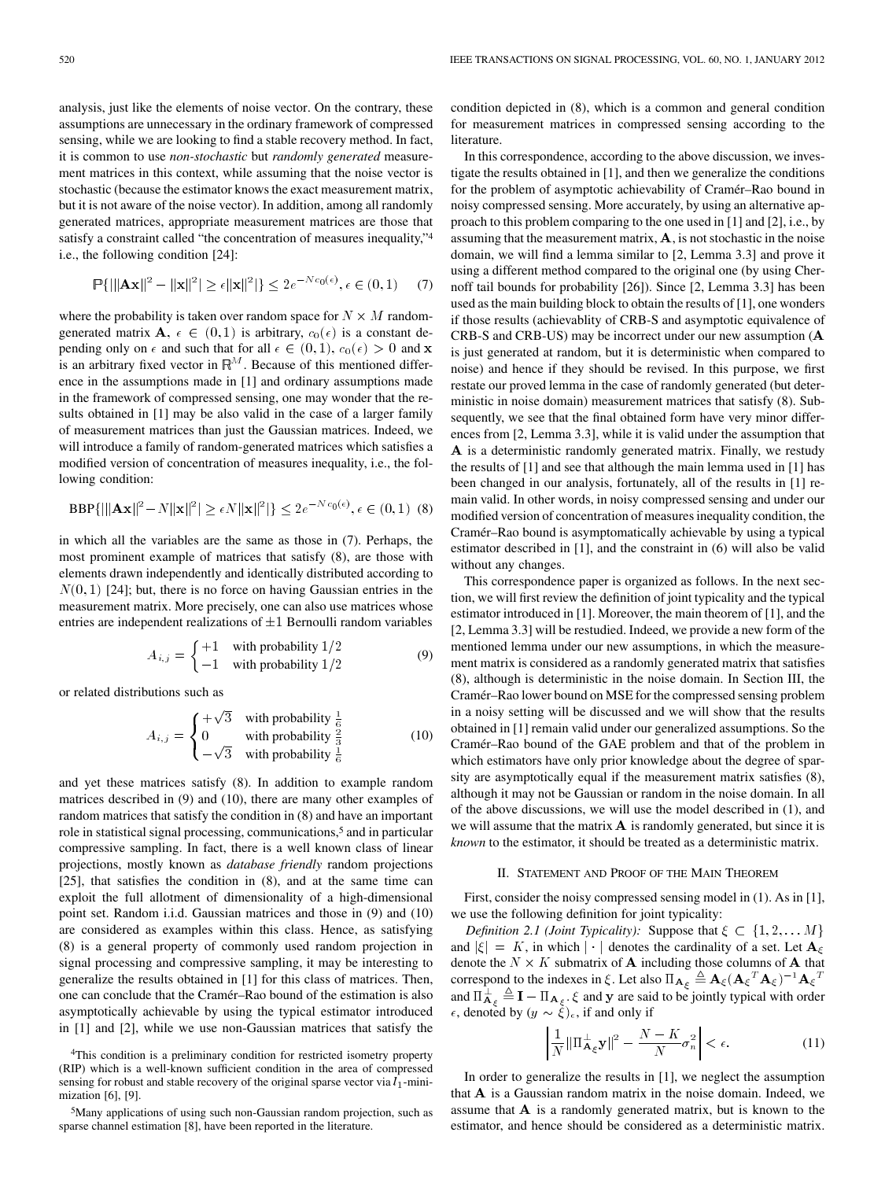analysis, just like the elements of noise vector. On the contrary, these assumptions are unnecessary in the ordinary framework of compressed sensing, while we are looking to find a stable recovery method. In fact, it is common to use *non-stochastic* but *randomly generated* measurement matrices in this context, while assuming that the noise vector is stochastic (because the estimator knows the exact measurement matrix, but it is not aware of the noise vector). In addition, among all randomly generated matrices, appropriate measurement matrices are those that satisfy a constraint called "the concentration of measures inequality,"[4] i.e., the following condition [24]:

$$\mathbb{P}\{|\|\mathbf{A}\mathbf{x}\|^2 - \|\mathbf{x}\|^2| \geq \epsilon\|\mathbf{x}\|^2|\} \leq 2e^{-Nc_0(\epsilon)}, \epsilon \in (0,1) \quad (7)$$

where the probability is taken over random space for $N \times M$ random-generated matrix $\mathbf{A}$, $\epsilon \in (0,1)$ is arbitrary, $c_0(\epsilon)$ is a constant depending only on $\epsilon$ and such that for all $\epsilon \in (0,1)$, $c_0(\epsilon) > 0$ and $\mathbf{x}$ is an arbitrary fixed vector in $\mathbb{R}^M$. Because of this mentioned difference in the assumptions made in [1] and ordinary assumptions made in the framework of compressed sensing, one may wonder that the results obtained in [1] may be also valid in the case of a larger family of measurement matrices than just the Gaussian matrices. Indeed, we will introduce a family of random-generated matrices which satisfies a modified version of concentration of measures inequality, i.e., the following condition:

$$\text{BBP}\{|\|\mathbf{A}\mathbf{x}\|^2 - N\|\mathbf{x}\|^2| \geq \epsilon N\|\mathbf{x}\|^2|\} \leq 2e^{-Nc_0(\epsilon)}, \epsilon \in (0,1) \quad (8)$$

in which all the variables are the same as those in (7). Perhaps, the most prominent example of matrices that satisfy (8), are those with elements drawn independently and identically distributed according to $N(0,1)$ [24]; but, there is no force on having Gaussian entries in the measurement matrix. More precisely, one can also use matrices whose entries are independent realizations of $\pm 1$ Bernoulli random variables

$$A_{i,j} = \begin{cases} +1 & \text{with probability } 1/2 \\ -1 & \text{with probability } 1/2 \end{cases} \quad (9)$$

or related distributions such as

$$A_{i,j} = \begin{cases} +\sqrt{3} & \text{with probability } \frac{1}{6} \\ 0 & \text{with probability } \frac{2}{3} \\ -\sqrt{3} & \text{with probability } \frac{1}{6} \end{cases} \quad (10)$$

and yet these matrices satisfy (8). In addition to example random matrices described in (9) and (10), there are many other examples of random matrices that satisfy the condition in (8) and have an important role in statistical signal processing, communications,[5] and in particular compressive sampling. In fact, there is a well known class of linear projections, mostly known as *database friendly* random projections [25], that satisfies the condition in (8), and at the same time can exploit the full allotment of dimensionality of a high-dimensional point set. Random i.i.d. Gaussian matrices and those in (9) and (10) are considered as examples within this class. Hence, as satisfying (8) is a general property of commonly used random projection in signal processing and compressive sampling, it may be interesting to generalize the results obtained in [1] for this class of matrices. Then, one can conclude that the Cramér–Rao bound of the estimation is also asymptotically achievable by using the typical estimator introduced in [1] and [2], while we use non-Gaussian matrices that satisfy the condition depicted in (8), which is a common and general condition for measurement matrices in compressed sensing according to the literature.

In this correspondence, according to the above discussion, we investigate the results obtained in [1], and then we generalize the conditions for the problem of asymptotic achievability of Cramér–Rao bound in noisy compressed sensing. More accurately, by using an alternative approach to this problem comparing to the one used in [1] and [2], i.e., by assuming that the measurement matrix, $\mathbf{A}$, is not stochastic in the noise domain, we will find a lemma similar to [2, Lemma 3.3] and prove it using a different method compared to the original one (by using Chernoff tail bounds for probability [26]). Since [2, Lemma 3.3] has been used as the main building block to obtain the results of [1], one wonders if those results (achievablity of CRB-S and asymptotic equivalence of CRB-S and CRB-US) may be incorrect under our new assumption ($\mathbf{A}$ is just generated at random, but it is deterministic when compared to noise) and hence if they should be revised. In this purpose, we first restate our proved lemma in the case of randomly generated (but deterministic in noise domain) measurement matrices that satisfy (8). Subsequently, we see that the final obtained form have very minor differences from [2, Lemma 3.3], while it is valid under the assumption that $\mathbf{A}$ is a deterministic randomly generated matrix. Finally, we restudy the results of [1] and see that although the main lemma used in [1] has been changed in our analysis, fortunately, all of the results in [1] remain valid. In other words, in noisy compressed sensing and under our modified version of concentration of measures inequality condition, the Cramér–Rao bound is asymptotically achievable by using a typical estimator described in [1], and the constraint in (6) will also be valid without any changes.

This correspondence paper is organized as follows. In the next section, we will first review the definition of joint typicality and the typical estimator introduced in [1]. Moreover, the main theorem of [1], and the [2, Lemma 3.3] will be restudied. Indeed, we provide a new form of the mentioned lemma under our new assumptions, in which the measurement matrix is considered as a randomly generated matrix that satisfies (8), although is deterministic in the noise domain. In Section III, the Cramér–Rao lower bound on MSE for the compressed sensing problem in a noisy setting will be discussed and we will show that the results obtained in [1] remain valid under our generalized assumptions. So the Cramér–Rao bound of the GAE problem and that of the problem in which estimators have only prior knowledge about the degree of sparsity are asymptotically equal if the measurement matrix satisfies (8), although it may not be Gaussian or random in the noise domain. In all of the above discussions, we will use the model described in (1), and we will assume that the matrix $\mathbf{A}$ is randomly generated, but since it is *known* to the estimator, it should be treated as a deterministic matrix.

## II. Statement and Proof of the Main Theorem

First, consider the noisy compressed sensing model in (1). As in [1], we use the following definition for joint typicality:

*Definition 2.1 (Joint Typicality):* Suppose that $\xi \subset \{1, 2, \ldots M\}$ and $|\xi| = K$, in which $|\cdot|$ denotes the cardinality of a set. Let $\mathbf{A}_\xi$ denote the $N \times K$ submatrix of $\mathbf{A}$ including those columns of $\mathbf{A}$ that correspond to the indexes in $\xi$. Let also $\Pi_{\mathbf{A}_\xi} \triangleq \mathbf{A}_\xi(\mathbf{A}_\xi{}^T\mathbf{A}_\xi)^{-1}\mathbf{A}_\xi{}^T$ and $\Pi_{\mathbf{A}_\xi}^\perp \triangleq \mathbf{I} - \Pi_{\mathbf{A}_\xi}$. $\xi$ and $\mathbf{y}$ are said to be jointly typical with order $\epsilon$, denoted by $(y \sim \xi)_\epsilon$, if and only if

$$\left|\frac{1}{N}\|\Pi_{\mathbf{A}_\xi}^\perp \mathbf{y}\|^2 - \frac{N-K}{N}\sigma_n^2\right| < \epsilon. \quad (11)$$

In order to generalize the results in [1], we neglect the assumption that $\mathbf{A}$ is a Gaussian random matrix in the noise domain. Indeed, we assume that $\mathbf{A}$ is a randomly generated matrix, but is known to the estimator, and hence should be considered as a deterministic matrix.

[4]This condition is a preliminary condition for restricted isometry property (RIP) which is a well-known sufficient condition in the area of compressed sensing for robust and stable recovery of the original sparse vector via $l_1$-minimization [6], [9].

[5]Many applications of using such non-Gaussian random projection, such as sparse channel estimation [8], have been reported in the literature.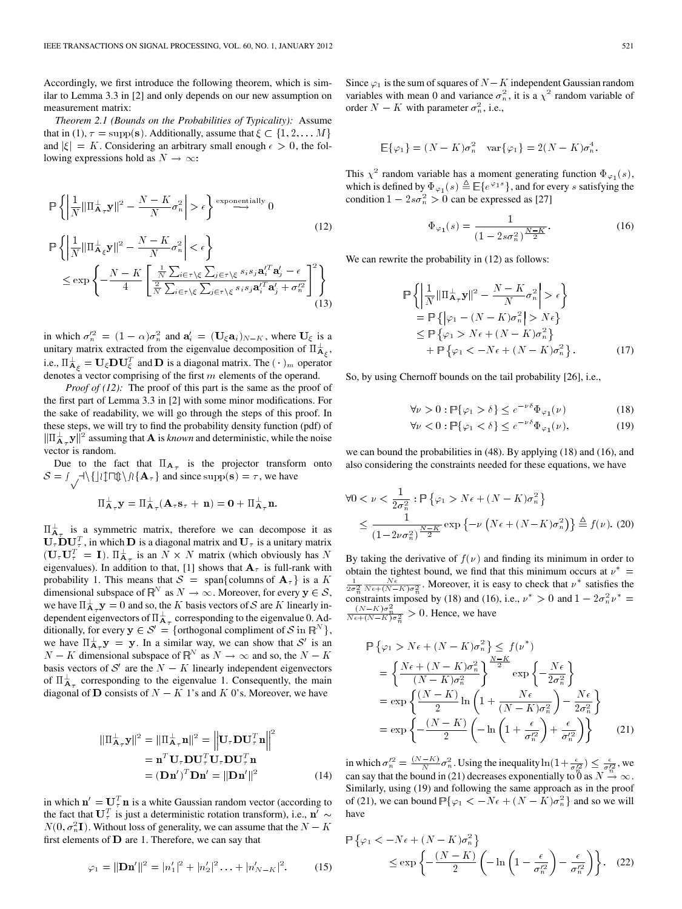Accordingly, we first introduce the following theorem, which is similar to Lemma 3.3 in [2] and only depends on our new assumption on measurement matrix:

*Theorem 2.1 (Bounds on the Probabilities of Typicality):* Assume that in (1), $\tau = \text{supp}(\mathbf{s})$. Additionally, assume that $\xi \subset \{1, 2, \ldots M\}$ and $|\xi| = K$. Considering an arbitrary small enough $\epsilon > 0$, the following expressions hold as $N \to \infty$:

$$\mathbb{P}\left\{\left|\frac{1}{N}\|\Pi^{\perp}_{\mathbf{A}_\tau}\mathbf{y}\|^2 - \frac{N-K}{N}\sigma_n^2\right| > \epsilon\right\} \overset{\text{exponentially}}{\longrightarrow} 0 \tag{12}$$

$$\mathbb{P}\left\{\left|\frac{1}{N}\|\Pi^{\perp}_{\mathbf{A}_\xi}\mathbf{y}\|^2 - \frac{N-K}{N}\sigma_n^2\right| < \epsilon\right\} \leq \exp\left\{-\frac{N-K}{4}\left[\frac{\frac{1}{N}\sum_{i\in\tau\setminus\xi}\sum_{j\in\tau\setminus\xi} s_i s_j \mathbf{a}_i'^T\mathbf{a}_j' - \epsilon}{\frac{2}{N}\sum_{i\in\tau\setminus\xi}\sum_{j\in\tau\setminus\xi} s_i s_j \mathbf{a}_i'^T\mathbf{a}_j' + \sigma_n'^2}\right]^2\right\} \tag{13}$$

in which $\sigma_n'^2 = (1-\alpha)\sigma_n^2$ and $\mathbf{a}_i' = (\mathbf{U}_\xi \mathbf{a}_i)_{N-K}$, where $\mathbf{U}_\xi$ is a unitary matrix extracted from the eigenvalue decomposition of $\Pi^{\perp}_{\mathbf{A}_\xi}$, i.e., $\Pi^{\perp}_{\mathbf{A}_\xi} = \mathbf{U}_\xi \mathbf{D} \mathbf{U}_\xi^T$ and $\mathbf{D}$ is a diagonal matrix. The $(\cdot)_m$ operator denotes a vector comprising of the first $m$ elements of the operand.

*Proof of (12):* The proof of this part is the same as the proof of the first part of Lemma 3.3 in [2] with some minor modifications. For the sake of readability, we will go through the steps of this proof. In these steps, we will try to find the probability density function (pdf) of $\|\Pi^{\perp}_{\mathbf{A}_\tau}\mathbf{y}\|^2$ assuming that $\mathbf{A}$ is *known* and deterministic, while the noise vector is random.

Due to the fact that $\Pi_{\mathbf{A}_\tau}$ is the projector transform onto $\mathcal{S} = \text{span}\{\mathbf{A}_\tau\}$ and since $\text{supp}(\mathbf{s}) = \tau$, we have

$$\Pi^{\perp}_{\mathbf{A}_\tau}\mathbf{y} = \Pi^{\perp}_{\mathbf{A}_\tau}(\mathbf{A}_\tau \mathbf{s}_\tau + \mathbf{n}) = \mathbf{0} + \Pi^{\perp}_{\mathbf{A}_\tau}\mathbf{n}.$$

$\Pi^{\perp}_{\mathbf{A}_\tau}$ is a symmetric matrix, therefore we can decompose it as $\mathbf{U}_\tau \mathbf{D} \mathbf{U}_\tau^T$, in which $\mathbf{D}$ is a diagonal matrix and $\mathbf{U}_\tau$ is a unitary matrix ($\mathbf{U}_\tau \mathbf{U}_\tau^T = \mathbf{I}$). $\Pi^{\perp}_{\mathbf{A}_\tau}$ is an $N \times N$ matrix (which obviously has $N$ eigenvalues). In addition to that, [1] shows that $\mathbf{A}_\tau$ is full-rank with probability 1. This means that $\mathcal{S} = \text{span}\{\text{columns of } \mathbf{A}_\tau\}$ is a $K$ dimensional subspace of $\mathbb{R}^N$ as $N \to \infty$. Moreover, for every $\mathbf{y} \in \mathcal{S}$, we have $\Pi^{\perp}_{\mathbf{A}_\tau}\mathbf{y} = 0$ and so, the $K$ basis vectors of $\mathcal{S}$ are $K$ linearly independent eigenvectors of $\Pi^{\perp}_{\mathbf{A}_\tau}$ corresponding to the eigenvalue 0. Additionally, for every $\mathbf{y} \in \mathcal{S}' = \{\text{orthogonal compliment of } \mathcal{S} \text{ in } \mathbb{R}^N\}$, we have $\Pi^{\perp}_{\mathbf{A}_\tau}\mathbf{y} = \mathbf{y}$. In a similar way, we can show that $\mathcal{S}'$ is an $N-K$ dimensional subspace of $\mathbb{R}^N$ as $N \to \infty$ and so, the $N-K$ basis vectors of $\mathcal{S}'$ are the $N-K$ linearly independent eigenvectors of $\Pi^{\perp}_{\mathbf{A}_\tau}$ corresponding to the eigenvalue 1. Consequently, the main diagonal of $\mathbf{D}$ consists of $N-K$ 1's and $K$ 0's. Moreover, we have

$$\begin{aligned}\|\Pi^{\perp}_{\mathbf{A}_\tau}\mathbf{y}\|^2 &= \|\Pi^{\perp}_{\mathbf{A}_\tau}\mathbf{n}\|^2 = \left\|\mathbf{U}_\tau \mathbf{D} \mathbf{U}_\tau^T \mathbf{n}\right\|^2 \\ &= \mathbf{n}^T \mathbf{U}_\tau \mathbf{D} \mathbf{U}_\tau^T \mathbf{U}_\tau \mathbf{D} \mathbf{U}_\tau^T \mathbf{n} \\ &= (\mathbf{D}\mathbf{n}')^T \mathbf{D}\mathbf{n}' = \|\mathbf{D}\mathbf{n}'\|^2\end{aligned} \tag{14}$$

in which $\mathbf{n}' = \mathbf{U}_\tau^T \mathbf{n}$ is a white Gaussian random vector (according to the fact that $\mathbf{U}_\tau^T$ is just a deterministic rotation transform), i.e., $\mathbf{n}' \sim N(0, \sigma_n^2 \mathbf{I})$. Without loss of generality, we can assume that the $N-K$ first elements of $\mathbf{D}$ are 1. Therefore, we can say that

$$\varphi_1 = \|\mathbf{D}\mathbf{n}'\|^2 = |n_1'|^2 + |n_2'|^2 \ldots + |n_{N-K}'|^2. \tag{15}$$

Since $\varphi_1$ is the sum of squares of $N-K$ independent Gaussian random variables with mean 0 and variance $\sigma_n^2$, it is a $\chi^2$ random variable of order $N-K$ with parameter $\sigma_n^2$, i.e.,

$$\mathbb{E}\{\varphi_1\} = (N-K)\sigma_n^2 \quad \text{var}\{\varphi_1\} = 2(N-K)\sigma_n^4.$$

This $\chi^2$ random variable has a moment generating function $\Phi_{\varphi_1}(s)$, which is defined by $\Phi_{\varphi_1}(s) \triangleq \mathbb{E}\{e^{\varphi_1 s}\}$, and for every $s$ satisfying the condition $1 - 2s\sigma_n^2 > 0$ can be expressed as [27]

$$\Phi_{\varphi_1}(s) = \frac{1}{(1-2s\sigma_n^2)^{\frac{N-K}{2}}}. \tag{16}$$

We can rewrite the probability in (12) as follows:

$$\begin{aligned}&\mathbb{P}\left\{\left|\frac{1}{N}\|\Pi^{\perp}_{\mathbf{A}_\tau}\mathbf{y}\|^2 - \frac{N-K}{N}\sigma_n^2\right| > \epsilon\right\} \\ &= \mathbb{P}\left\{\left|\varphi_1 - (N-K)\sigma_n^2\right| > N\epsilon\right\} \\ &\leq \mathbb{P}\left\{\varphi_1 > N\epsilon + (N-K)\sigma_n^2\right\} \\ &\quad + \mathbb{P}\left\{\varphi_1 < -N\epsilon + (N-K)\sigma_n^2\right\}.\end{aligned} \tag{17}$$

So, by using Chernoff bounds on the tail probability [26], i.e.,

$$\forall \nu > 0 : \mathbb{P}\{\varphi_1 > \delta\} \leq e^{-\nu\delta}\Phi_{\varphi_1}(\nu) \tag{18}$$

$$\forall \nu < 0 : \mathbb{P}\{\varphi_1 < \delta\} \leq e^{-\nu\delta}\Phi_{\varphi_1}(\nu), \tag{19}$$

we can bound the probabilities in (48). By applying (18) and (16), and also considering the constraints needed for these equations, we have

$$\begin{aligned}\forall 0 < \nu < \frac{1}{2\sigma_n^2} : &\mathbb{P}\left\{\varphi_1 > N\epsilon + (N-K)\sigma_n^2\right\} \\ &\leq \frac{1}{(1-2\nu\sigma_n^2)^{\frac{N-K}{2}}} \exp\left\{-\nu\left(N\epsilon + (N-K)\sigma_n^2\right)\right\} \triangleq f(\nu).\end{aligned} \tag{20}$$

By taking the derivative of $f(\nu)$ and finding its minimum in order to obtain the tightest bound, we find that this minimum occurs at $\nu^* = \frac{1}{2\sigma_n^2}\frac{N\epsilon}{N\epsilon + (N-K)\sigma_n^2}$. Moreover, it is easy to check that $\nu^*$ satisfies the constraints imposed by (18) and (16), i.e., $\nu^* > 0$ and $1 - 2\sigma_n^2\nu^* = \frac{(N-K)\sigma_n^2}{N\epsilon + (N-K)\sigma_n^2} > 0$. Hence, we have

$$\begin{aligned}\mathbb{P}\left\{\varphi_1 > N\epsilon + (N-K)\sigma_n^2\right\} &\leq f(\nu^*) \\ &= \left\{\frac{N\epsilon + (N-K)\sigma_n^2}{(N-K)\sigma_n^2}\right\}^{\frac{N-K}{2}} \exp\left\{-\frac{N\epsilon}{2\sigma_n^2}\right\} \\ &= \exp\left\{\frac{(N-K)}{2}\ln\left(1 + \frac{N\epsilon}{(N-K)\sigma_n^2}\right) - \frac{N\epsilon}{2\sigma_n^2}\right\} \\ &= \exp\left\{-\frac{(N-K)}{2}\left(-\ln\left(1 + \frac{\epsilon}{\sigma_n'^2}\right) + \frac{\epsilon}{\sigma_n'^2}\right)\right\}\end{aligned} \tag{21}$$

in which $\sigma_n'^2 = \frac{(N-K)}{N}\sigma_n^2$. Using the inequality $\ln(1 + \frac{\epsilon}{\sigma_n'^2}) \leq \frac{\epsilon}{\sigma_n'^2}$, we can say that the bound in (21) decreases exponentially to 0 as $N \to \infty$. Similarly, using (19) and following the same approach as in the proof of (21), we can bound $\mathbb{P}\{\varphi_1 < -N\epsilon + (N-K)\sigma_n^2\}$ and so we will have

$$\mathbb{P}\left\{\varphi_1 < -N\epsilon + (N-K)\sigma_n^2\right\} \leq \exp\left\{-\frac{(N-K)}{2}\left(-\ln\left(1 - \frac{\epsilon}{\sigma_n'^2}\right) - \frac{\epsilon}{\sigma_n'^2}\right)\right\}. \tag{22}$$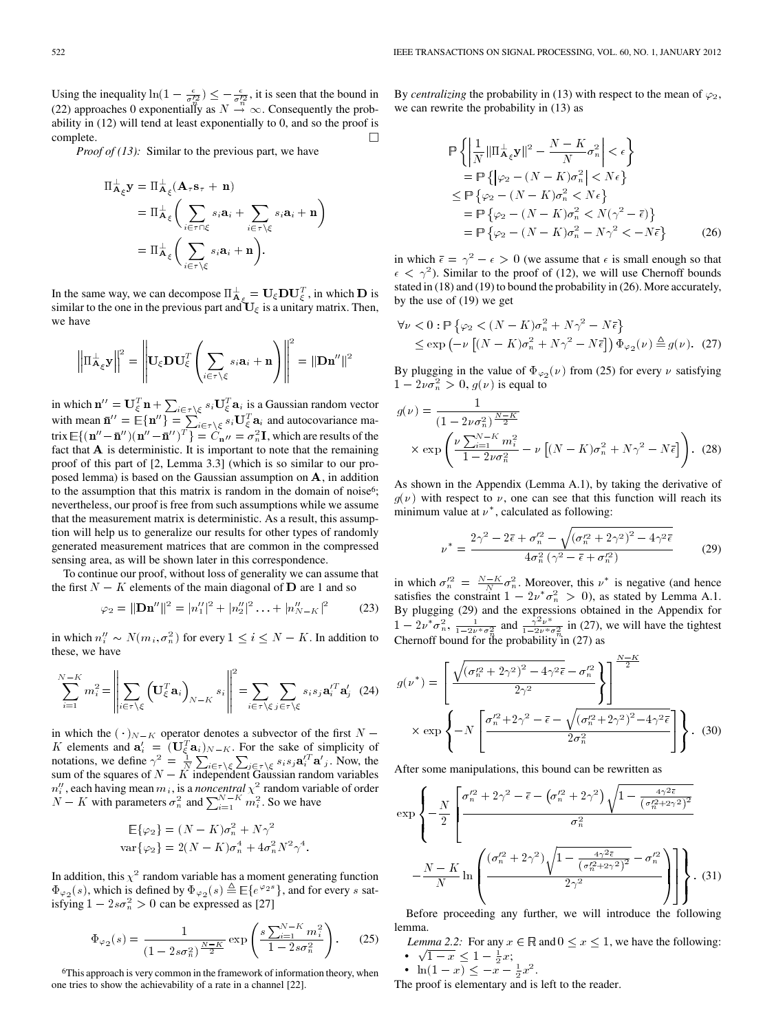Using the inequality $\ln(1-\frac{\epsilon}{\sigma_n'^2}) \le -\frac{\epsilon}{\sigma_n'^2}$, it is seen that the bound in (22) approaches 0 exponentially as $N \to \infty$. Consequently the probability in (12) will tend at least exponentially to 0, and so the proof is complete. □

*Proof of (13):* Similar to the previous part, we have

$$
\begin{aligned}
\Pi^{\perp}_{\mathbf{A}_\xi}\mathbf{y} &= \Pi^{\perp}_{\mathbf{A}_\xi}(\mathbf{A}_\tau \mathbf{s}_\tau + \mathbf{n}) \\
&= \Pi^{\perp}_{\mathbf{A}_\xi}\left(\sum_{i\in\tau\cap\xi} s_i\mathbf{a}_i + \sum_{i\in\tau\setminus\xi} s_i\mathbf{a}_i + \mathbf{n}\right) \\
&= \Pi^{\perp}_{\mathbf{A}_\xi}\left(\sum_{i\in\tau\setminus\xi} s_i\mathbf{a}_i + \mathbf{n}\right).
\end{aligned}
$$

In the same way, we can decompose $\Pi^{\perp}_{\mathbf{A}_\xi} = \mathbf{U}_\xi\mathbf{D}\mathbf{U}_\xi^T$, in which $\mathbf{D}$ is similar to the one in the previous part and $\mathbf{U}_\xi$ is a unitary matrix. Then, we have

$$
\left\|\Pi^{\perp}_{\mathbf{A}_\xi}\mathbf{y}\right\|^2 = \left\|\mathbf{U}_\xi\mathbf{D}\mathbf{U}_\xi^T\left(\sum_{i\in\tau\setminus\xi} s_i\mathbf{a}_i + \mathbf{n}\right)\right\|^2 = \|\mathbf{D}\mathbf{n}''\|^2
$$

in which $\mathbf{n}'' = \mathbf{U}_\xi^T\mathbf{n} + \sum_{i\in\tau\setminus\xi} s_i\mathbf{U}_\xi^T\mathbf{a}_i$ is a Gaussian random vector with mean $\bar{\mathbf{n}}'' = \mathbb{E}\{\mathbf{n}''\} = \sum_{i\in\tau\setminus\xi} s_i\mathbf{U}_\xi^T\mathbf{a}_i$ and autocovariance matrix $\mathbb{E}\{(\mathbf{n}''-\bar{\mathbf{n}}'')(\mathbf{n}''-\bar{\mathbf{n}}'')^T\} = C_{\mathbf{n}''} = \sigma_n^2\mathbf{I}$, which are results of the fact that $\mathbf{A}$ is deterministic. It is important to note that the remaining proof of this part of [2, Lemma 3.3] (which is so similar to our proposed lemma) is based on the Gaussian assumption on $\mathbf{A}$, in addition to the assumption that this matrix is random in the domain of noise[6]; nevertheless, our proof is free from such assumptions while we assume that the measurement matrix is deterministic. As a result, this assumption will help us to generalize our results for other types of randomly generated measurement matrices that are common in the compressed sensing area, as will be shown later in this correspondence.

To continue our proof, without loss of generality we can assume that the first $N-K$ elements of the main diagonal of $\mathbf{D}$ are 1 and so

$$
\varphi_2 = \|\mathbf{D}\mathbf{n}''\|^2 = |n_1''|^2 + |n_2''|^2 \ldots + |n_{N-K}''|^2 \tag{23}
$$

in which $n_i'' \sim N(m_i, \sigma_n^2)$ for every $1 \le i \le N-K$. In addition to these, we have

$$
\sum_{i=1}^{N-K} m_i^2 = \left\|\sum_{i\in\tau\setminus\xi}\left(\mathbf{U}_\xi^T\mathbf{a}_i\right)_{N-K} s_i\right\|^2 = \sum_{i\in\tau\setminus\xi}\sum_{j\in\tau\setminus\xi} s_i s_j \mathbf{a}_i'^T\mathbf{a}_j' \tag{24}
$$

in which the $(\cdot)_{N-K}$ operator denotes a subvector of the first $N-K$ elements and $\mathbf{a}_i' = (\mathbf{U}_\xi^T\mathbf{a}_i)_{N-K}$. For the sake of simplicity of notations, we define $\gamma^2 = \frac{1}{N}\sum_{i\in\tau\setminus\xi}\sum_{j\in\tau\setminus\xi} s_i s_j \mathbf{a}_i'^T\mathbf{a}'_j$. Now, the sum of the squares of $N-K$ independent Gaussian random variables $n_i''$, each having mean $m_i$, is a *noncentral* $\chi^2$ random variable of order $N-K$ with parameters $\sigma_n^2$ and $\sum_{i=1}^{N-K} m_i^2$. So we have

$$
\begin{aligned}
\mathbb{E}\{\varphi_2\} &= (N-K)\sigma_n^2 + N\gamma^2 \\
\mathrm{var}\{\varphi_2\} &= 2(N-K)\sigma_n^4 + 4\sigma_n^2 N^2\gamma^4.
\end{aligned}
$$

In addition, this $\chi^2$ random variable has a moment generating function $\Phi_{\varphi_2}(s)$, which is defined by $\Phi_{\varphi_2}(s) \triangleq \mathbb{E}\{e^{\varphi_2 s}\}$, and for every $s$ satisfying $1-2s\sigma_n^2 > 0$ can be expressed as [27]

$$
\Phi_{\varphi_2}(s) = \frac{1}{(1-2s\sigma_n^2)^{\frac{N-K}{2}}}\exp\left(\frac{s\sum_{i=1}^{N-K} m_i^2}{1-2s\sigma_n^2}\right). \tag{25}
$$

[6]This approach is very common in the framework of information theory, when one tries to show the achievability of a rate in a channel [22].

By *centralizing* the probability in (13) with respect to the mean of $\varphi_2$, we can rewrite the probability in (13) as

$$
\begin{aligned}
&\mathbb{P}\left\{\left|\frac{1}{N}\|\Pi^{\perp}_{\mathbf{A}_\xi}\mathbf{y}\|^2 - \frac{N-K}{N}\sigma_n^2\right| < \epsilon\right\} \\
&= \mathbb{P}\left\{\left|\varphi_2 - (N-K)\sigma_n^2\right| < N\epsilon\right\} \\
&\le \mathbb{P}\left\{\varphi_2 - (N-K)\sigma_n^2 < N\epsilon\right\} \\
&= \mathbb{P}\left\{\varphi_2 - (N-K)\sigma_n^2 < N(\gamma^2 - \bar{\epsilon})\right\} \\
&= \mathbb{P}\left\{\varphi_2 - (N-K)\sigma_n^2 - N\gamma^2 < -N\bar{\epsilon}\right\}
\end{aligned} \tag{26}
$$

in which $\bar{\epsilon} = \gamma^2 - \epsilon > 0$ (we assume that $\epsilon$ is small enough so that $\epsilon < \gamma^2$). Similar to the proof of (12), we will use Chernoff bounds stated in (18) and (19) to bound the probability in (26). More accurately, by the use of (19) we get

$$
\begin{aligned}
\forall \nu < 0 : &\ \mathbb{P}\left\{\varphi_2 < (N-K)\sigma_n^2 + N\gamma^2 - N\bar{\epsilon}\right\} \\
&\le \exp\left(-\nu\left[(N-K)\sigma_n^2 + N\gamma^2 - N\bar{\epsilon}\right]\right)\Phi_{\varphi_2}(\nu) \triangleq g(\nu).
\end{aligned} \tag{27}
$$

By plugging in the value of $\Phi_{\varphi_2}(\nu)$ from (25) for every $\nu$ satisfying $1-2\nu\sigma_n^2 > 0$, $g(\nu)$ is equal to

$$
\begin{aligned}
g(\nu) = &\frac{1}{(1-2\nu\sigma_n^2)^{\frac{N-K}{2}}} \\
&\times \exp\left(\frac{\nu\sum_{i=1}^{N-K} m_i^2}{1-2\nu\sigma_n^2} - \nu\left[(N-K)\sigma_n^2 + N\gamma^2 - N\bar{\epsilon}\right]\right).
\end{aligned} \tag{28}
$$

As shown in the Appendix (Lemma A.1), by taking the derivative of $g(\nu)$ with respect to $\nu$, one can see that this function will reach its minimum value at $\nu^*$, calculated as following:

$$
\nu^* = \frac{2\gamma^2 - 2\bar{\epsilon} + \sigma_n'^2 - \sqrt{(\sigma_n'^2 + 2\gamma^2)^2 - 4\gamma^2\bar{\epsilon}}}{4\sigma_n^2(\gamma^2 - \bar{\epsilon} + \sigma_n'^2)} \tag{29}
$$

in which $\sigma_n'^2 = \frac{N-K}{N}\sigma_n^2$. Moreover, this $\nu^*$ is negative (and hence satisfies the constraint $1-2\nu^*\sigma_n^2 > 0$), as stated by Lemma A.1. By plugging (29) and the expressions obtained in the Appendix for $1-2\nu^*\sigma_n^2$, $\frac{1}{1-2\nu^*\sigma_n^2}$ and $\frac{\gamma^2\nu^*}{1-2\nu^*\sigma_n^2}$ in (27), we will have the tightest Chernoff bound for the probability in (27) as

$$
\begin{aligned}
g(\nu^*) = &\left[\left\{\frac{\sqrt{(\sigma_n'^2 + 2\gamma^2)^2 - 4\gamma^2\bar{\epsilon}} - \sigma_n'^2}{2\gamma^2}\right\}\right]^{\frac{N-K}{2}} \\
&\times \exp\left\{-N\left[\frac{\sigma_n'^2 + 2\gamma^2 - \bar{\epsilon} - \sqrt{(\sigma_n'^2+2\gamma^2)^2 - 4\gamma^2\bar{\epsilon}}}{2\sigma_n^2}\right]\right\}.
\end{aligned} \tag{30}
$$

After some manipulations, this bound can be rewritten as

$$
\begin{aligned}
\exp\Bigg\{-\frac{N}{2}\Bigg[&\frac{\sigma_n'^2 + 2\gamma^2 - \bar{\epsilon} - (\sigma_n'^2 + 2\gamma^2)\sqrt{1 - \frac{4\gamma^2\bar{\epsilon}}{(\sigma_n'^2+2\gamma^2)^2}}}{\sigma_n^2} \\
&- \frac{N-K}{N}\ln\left(\frac{(\sigma_n'^2 + 2\gamma^2)\sqrt{1 - \frac{4\gamma^2\bar{\epsilon}}{(\sigma_n'^2+2\gamma^2)^2}} - \sigma_n'^2}{2\gamma^2}\right)\Bigg]\Bigg\}.
\end{aligned} \tag{31}
$$

Before proceeding any further, we will introduce the following lemma.

*Lemma 2.2:* For any $x \in \mathbb{R}$ and $0 \le x \le 1$, we have the following:

- $\sqrt{1-x} \le 1 - \frac{1}{2}x$;
- $\ln(1-x) \le -x - \frac{1}{2}x^2$.

The proof is elementary and is left to the reader.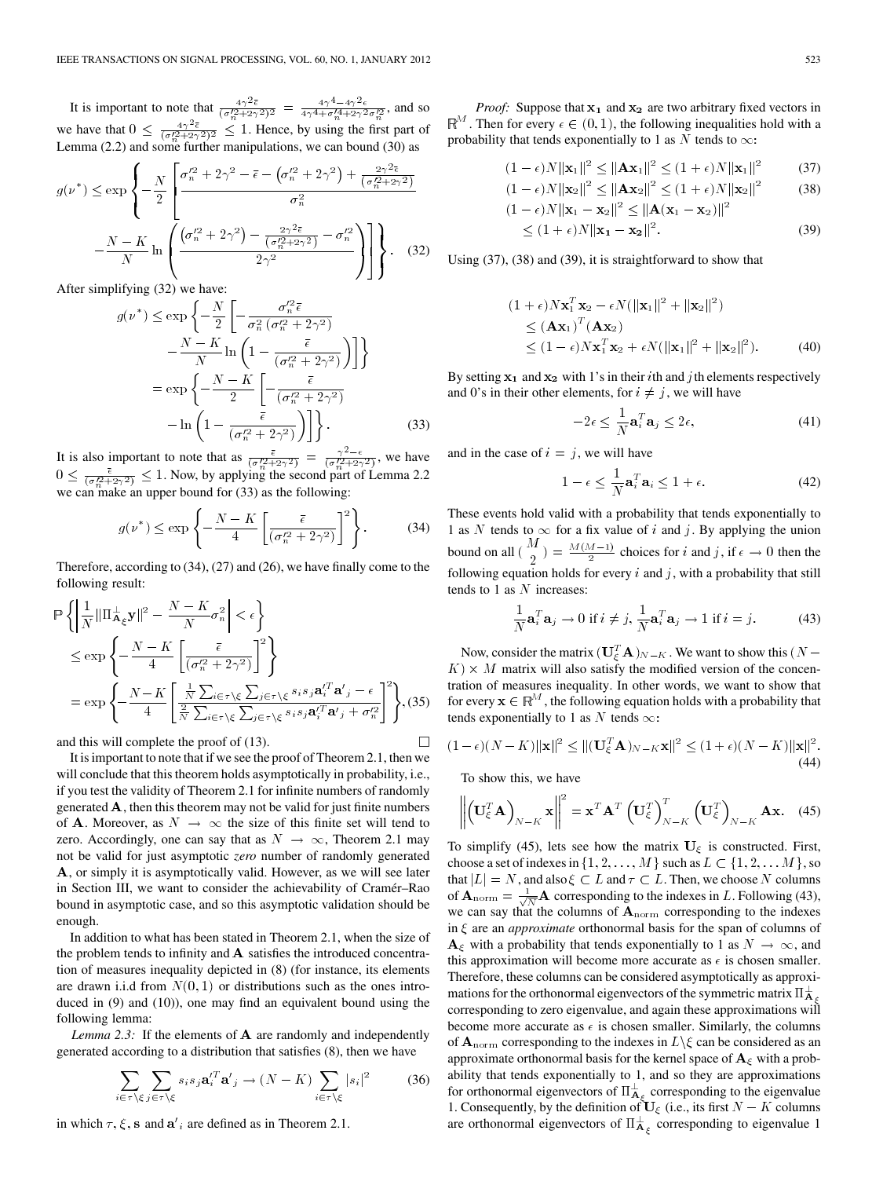It is important to note that $\frac{4\gamma^2\bar{\epsilon}}{(\sigma_n'^2+2\gamma^2)^2} = \frac{4\gamma^4 - 4\gamma^2\epsilon}{4\gamma^4+\sigma_n'^4+2\gamma^2\sigma_n'^2}$, and so we have that $0 \le \frac{4\gamma^2\bar{\epsilon}}{(\sigma_n'^2+2\gamma^2)^2} \le 1$. Hence, by using the first part of Lemma (2.2) and some further manipulations, we can bound (30) as

$$g(\nu^*) \le \exp\left\{ -\frac{N}{2}\left[ \frac{\sigma_n'^2 + 2\gamma^2 - \bar{\epsilon} - \left(\sigma_n'^2+2\gamma^2\right) + \frac{2\gamma^2\bar{\epsilon}}{(\sigma_n'^2+2\gamma^2)}}{\sigma_n^2} - \frac{N-K}{N}\ln\left( \frac{\left(\sigma_n'^2+2\gamma^2\right) - \frac{2\gamma^2\bar{\epsilon}}{(\sigma_n'^2+2\gamma^2)} - \sigma_n'^2}{2\gamma^2} \right) \right] \right\}. \quad (32)$$

After simplifying (32) we have:

$$\begin{aligned} g(\nu^*) &\le \exp\left\{ -\frac{N}{2}\left[ -\frac{\sigma_n'^2\bar{\epsilon}}{\sigma_n^2\left(\sigma_n'^2+2\gamma^2\right)} - \frac{N-K}{N}\ln\left(1 - \frac{\bar{\epsilon}}{(\sigma_n'^2+2\gamma^2)}\right) \right] \right\} \\ &= \exp\left\{ -\frac{N-K}{2}\left[ -\frac{\bar{\epsilon}}{(\sigma_n'^2+2\gamma^2)} - \ln\left(1 - \frac{\bar{\epsilon}}{(\sigma_n'^2+2\gamma^2)}\right) \right] \right\}. \end{aligned} \quad (33)$$

It is also important to note that as $\frac{\bar{\epsilon}}{(\sigma_n'^2+2\gamma^2)} = \frac{\gamma^2-\epsilon}{(\sigma_n'^2+2\gamma^2)}$, we have $0 \le \frac{\bar{\epsilon}}{(\sigma_n'^2+2\gamma^2)} \le 1$. Now, by applying the second part of Lemma 2.2 we can make an upper bound for (33) as the following:

$$g(\nu^*) \le \exp\left\{ -\frac{N-K}{4}\left[ \frac{\bar{\epsilon}}{(\sigma_n'^2+2\gamma^2)} \right]^2 \right\}. \quad (34)$$

Therefore, according to (34), (27) and (26), we have finally come to the following result:

$$\begin{aligned} &\mathbb{P}\left\{ \left| \frac{1}{N}\|\Pi^\perp_{\mathbf{A}_\xi}\mathbf{y}\|^2 - \frac{N-K}{N}\sigma_n^2 \right| < \epsilon \right\} \\ &\le \exp\left\{ -\frac{N-K}{4}\left[ \frac{\bar{\epsilon}}{(\sigma_n'^2+2\gamma^2)} \right]^2 \right\} \\ &= \exp\left\{ -\frac{N-K}{4}\left[ \frac{\frac{1}{N}\sum_{i\in\tau\setminus\xi}\sum_{j\in\tau\setminus\xi} s_i s_j \mathbf{a}_i'^T\mathbf{a}'_j - \epsilon}{\frac{2}{N}\sum_{i\in\tau\setminus\xi}\sum_{j\in\tau\setminus\xi} s_i s_j \mathbf{a}_i'^T\mathbf{a}'_j + \sigma_n'^2} \right]^2 \right\}, \end{aligned} \quad (35)$$

and this will complete the proof of (13). $\square$

It is important to note that if we see the proof of Theorem 2.1, then we will conclude that this theorem holds asymptotically in probability, i.e., if you test the validity of Theorem 2.1 for infinite numbers of randomly generated $\mathbf{A}$, then this theorem may not be valid for just finite numbers of $\mathbf{A}$. Moreover, as $N \to \infty$ the size of this finite set will tend to zero. Accordingly, one can say that as $N \to \infty$, Theorem 2.1 may not be valid for just asymptotic *zero* number of randomly generated $\mathbf{A}$, or simply it is asymptotically valid. However, as we will see later in Section III, we want to consider the achievability of Cramér–Rao bound in asymptotic case, and so this asymptotic validation should be enough.

In addition to what has been stated in Theorem 2.1, when the size of the problem tends to infinity and $\mathbf{A}$ satisfies the introduced concentration of measures inequality depicted in (8) (for instance, its elements are drawn i.i.d from $N(0,1)$ or distributions such as the ones introduced in (9) and (10)), one may find an equivalent bound using the following lemma:

*Lemma 2.3:* If the elements of $\mathbf{A}$ are randomly and independently generated according to a distribution that satisfies (8), then we have

$$\sum_{i\in\tau\setminus\xi}\sum_{j\in\tau\setminus\xi} s_i s_j \mathbf{a}_i'^T\mathbf{a}'_j \to (N-K)\sum_{i\in\tau\setminus\xi}|s_i|^2 \quad (36)$$

in which $\tau, \xi$, $\mathbf{s}$ and $\mathbf{a}'_i$ are defined as in Theorem 2.1.

*Proof:* Suppose that $\mathbf{x_1}$ and $\mathbf{x_2}$ are two arbitrary fixed vectors in $\mathbb{R}^M$. Then for every $\epsilon \in (0,1)$, the following inequalities hold with a probability that tends exponentially to 1 as $N$ tends to $\infty$:

$$(1-\epsilon)N\|\mathbf{x}_1\|^2 \le \|\mathbf{A}\mathbf{x}_1\|^2 \le (1+\epsilon)N\|\mathbf{x}_1\|^2 \quad (37)$$

$$(1-\epsilon)N\|\mathbf{x}_2\|^2 \le \|\mathbf{A}\mathbf{x}_2\|^2 \le (1+\epsilon)N\|\mathbf{x}_2\|^2 \quad (38)$$

$$\begin{aligned} (1-\epsilon)N\|\mathbf{x}_1 - \mathbf{x}_2\|^2 &\le \|\mathbf{A}(\mathbf{x}_1 - \mathbf{x}_2)\|^2 \\ &\le (1+\epsilon)N\|\mathbf{x_1} - \mathbf{x_2}\|^2. \end{aligned} \quad (39)$$

Using (37), (38) and (39), it is straightforward to show that

$$\begin{aligned} (1+\epsilon)N\mathbf{x}_1^T\mathbf{x}_2 - \epsilon N(\|\mathbf{x}_1\|^2 + \|\mathbf{x}_2\|^2) &\le (\mathbf{A}\mathbf{x}_1)^T(\mathbf{A}\mathbf{x}_2) \\ &\le (1-\epsilon)N\mathbf{x}_1^T\mathbf{x}_2 + \epsilon N(\|\mathbf{x}_1\|^2 + \|\mathbf{x}_2\|^2). \end{aligned} \quad (40)$$

By setting $\mathbf{x_1}$ and $\mathbf{x_2}$ with 1's in their $i$th and $j$th elements respectively and 0's in their other elements, for $i \ne j$, we will have

$$-2\epsilon \le \frac{1}{N}\mathbf{a}_i^T\mathbf{a}_j \le 2\epsilon, \quad (41)$$

and in the case of $i = j$, we will have

$$1 - \epsilon \le \frac{1}{N}\mathbf{a}_i^T\mathbf{a}_i \le 1 + \epsilon. \quad (42)$$

These events hold valid with a probability that tends exponentially to 1 as $N$ tends to $\infty$ for a fix value of $i$ and $j$. By applying the union bound on all $\binom{M}{2} = \frac{M(M-1)}{2}$ choices for $i$ and $j$, if $\epsilon \to 0$ then the following equation holds for every $i$ and $j$, with a probability that still tends to 1 as $N$ increases:

$$\frac{1}{N}\mathbf{a}_i^T\mathbf{a}_j \to 0 \text{ if } i \ne j,\ \frac{1}{N}\mathbf{a}_i^T\mathbf{a}_j \to 1 \text{ if } i = j. \quad (43)$$

Now, consider the matrix $(\mathbf{U}_\xi^T\mathbf{A})_{N-K}$. We want to show this $(N-K)\times M$ matrix will also satisfy the modified version of the concentration of measures inequality. In other words, we want to show that for every $\mathbf{x}\in\mathbb{R}^M$, the following equation holds with a probability that tends exponentially to 1 as $N$ tends $\infty$:

$$(1-\epsilon)(N-K)\|\mathbf{x}\|^2 \le \|(\mathbf{U}_\xi^T\mathbf{A})_{N-K}\mathbf{x}\|^2 \le (1+\epsilon)(N-K)\|\mathbf{x}\|^2. \quad (44)$$

To show this, we have

$$\left\|\left(\mathbf{U}_\xi^T\mathbf{A}\right)_{N-K}\mathbf{x}\right\|^2 = \mathbf{x}^T\mathbf{A}^T\left(\mathbf{U}_\xi^T\right)^T_{N-K}\left(\mathbf{U}_\xi^T\right)_{N-K}\mathbf{A}\mathbf{x}. \quad (45)$$

To simplify (45), lets see how the matrix $\mathbf{U}_\xi$ is constructed. First, chose a set of indexes in $\{1,2,\ldots,M\}$ such as $L \subset \{1,2,\ldots M\}$, so that $|L| = N$, and also $\xi \subset L$ and $\tau \subset L$. Then, we choose $N$ columns of $\mathbf{A}_{\text{norm}} = \frac{1}{\sqrt{N}}\mathbf{A}$ corresponding to the indexes in $L$. Following (43), we can say that the columns of $\mathbf{A}_{\text{norm}}$ corresponding to the indexes in $\xi$ are an *approximate* orthonormal basis for the span of columns of $\mathbf{A}_\xi$ with a probability that tends exponentially to 1 as $N \to \infty$, and this approximation will become more accurate as $\epsilon$ is chosen smaller. Therefore, these columns can be considered asymptotically as approximations for the orthonormal eigenvectors of the symmetric matrix $\Pi^\perp_{\mathbf{A}_\xi}$ corresponding to zero eigenvalue, and again these approximations will become more accurate as $\epsilon$ is chosen smaller. Similarly, the columns of $\mathbf{A}_{\text{norm}}$ corresponding to the indexes in $L\setminus\xi$ can be considered as an approximate orthonormal basis for the kernel space of $\mathbf{A}_\xi$ with a probability that tends exponentially to 1, and so they are approximations for orthonormal eigenvectors of $\Pi^\perp_{\mathbf{A}_\xi}$ corresponding to the eigenvalue 1. Consequently, by the definition of $\mathbf{U}_\xi$ (i.e., its first $N-K$ columns are orthonormal eigenvectors of $\Pi^\perp_{\mathbf{A}_\xi}$ corresponding to eigenvalue 1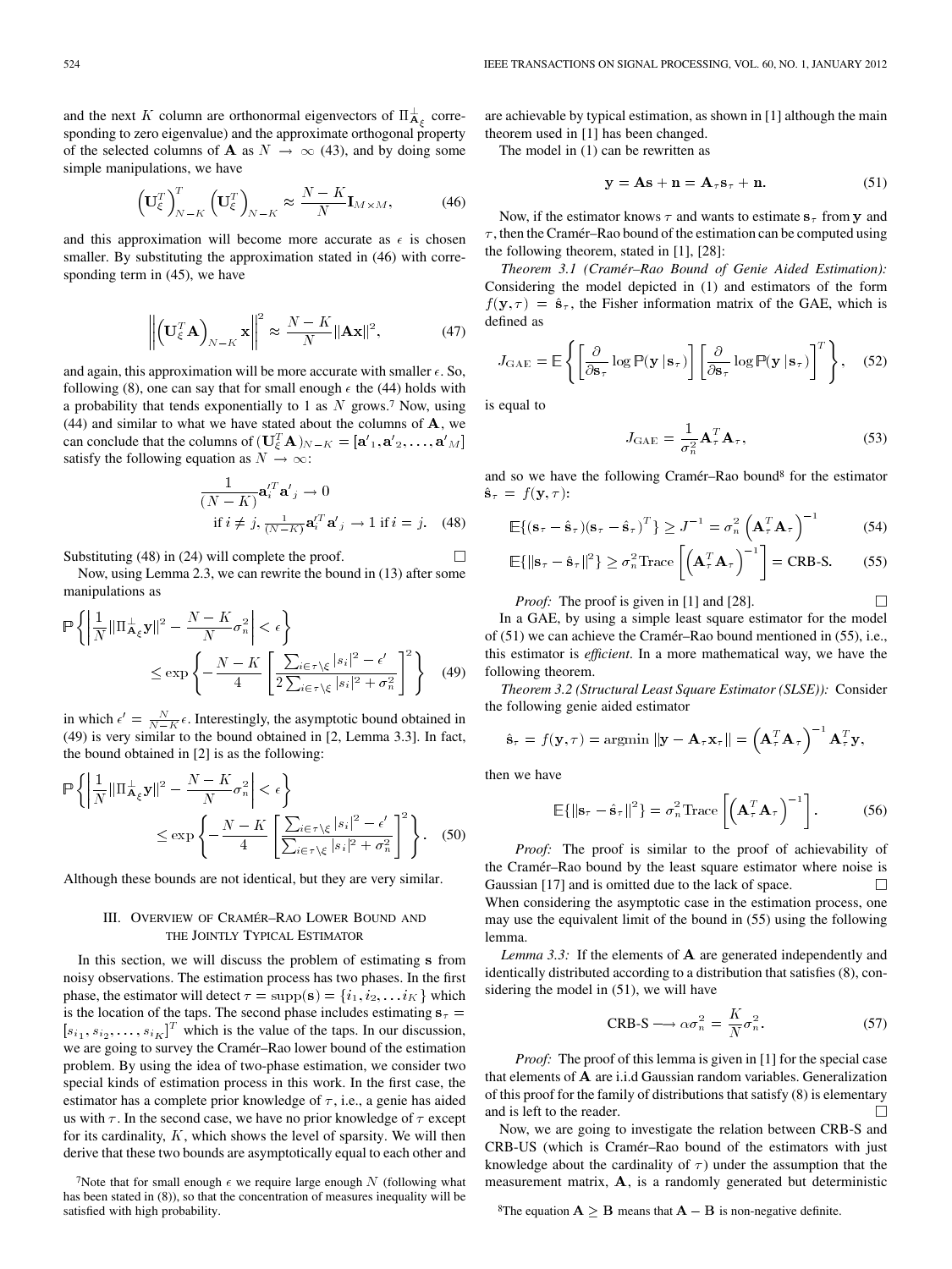and the next $K$ column are orthonormal eigenvectors of $\Pi^{\perp}_{\mathbf{A}_\xi}$ corresponding to zero eigenvalue) and the approximate orthogonal property of the selected columns of $\mathbf{A}$ as $N \to \infty$ (43), and by doing some simple manipulations, we have

$$\left(\mathbf{U}_\xi^T\right)^T_{N-K}\left(\mathbf{U}_\xi^T\right)_{N-K} \approx \frac{N-K}{N}\mathbf{I}_{M\times M}, \tag{46}$$

and this approximation will become more accurate as $\epsilon$ is chosen smaller. By substituting the approximation stated in (46) with corresponding term in (45), we have

$$\left\|\left(\mathbf{U}_\xi^T\mathbf{A}\right)_{N-K}\mathbf{x}\right\|^2 \approx \frac{N-K}{N}\|\mathbf{A}\mathbf{x}\|^2, \tag{47}$$

and again, this approximation will be more accurate with smaller $\epsilon$. So, following (8), one can say that for small enough $\epsilon$ the (44) holds with a probability that tends exponentially to 1 as $N$ grows.[7] Now, using (44) and similar to what we have stated about the columns of $\mathbf{A}$, we can conclude that the columns of $(\mathbf{U}_\xi^T\mathbf{A})_{N-K} = [\mathbf{a}'_1, \mathbf{a}'_2, \ldots, \mathbf{a}'_M]$ satisfy the following equation as $N \to \infty$:

$$\frac{1}{(N-K)}\mathbf{a}'^T_i\mathbf{a}'_j \to 0$$
$$\text{if } i \neq j,\ \frac{1}{(N-K)}\mathbf{a}'^T_i\mathbf{a}'_j \to 1 \text{ if } i = j. \tag{48}$$

Substituting (48) in (24) will complete the proof. $\square$

Now, using Lemma 2.3, we can rewrite the bound in (13) after some manipulations as

$$\mathbb{P}\left\{\left|\frac{1}{N}\|\Pi^{\perp}_{\mathbf{A}_\xi}\mathbf{y}\|^2 - \frac{N-K}{N}\sigma_n^2\right| < \epsilon\right\} \leq \exp\left\{-\frac{N-K}{4}\left[\frac{\sum_{i\in\tau\setminus\xi}|s_i|^2 - \epsilon'}{2\sum_{i\in\tau\setminus\xi}|s_i|^2 + \sigma_n^2}\right]^2\right\} \tag{49}$$

in which $\epsilon' = \frac{N}{N-K}\epsilon$. Interestingly, the asymptotic bound obtained in (49) is very similar to the bound obtained in [2, Lemma 3.3]. In fact, the bound obtained in [2] is as the following:

$$\mathbb{P}\left\{\left|\frac{1}{N}\|\Pi^{\perp}_{\mathbf{A}_\xi}\mathbf{y}\|^2 - \frac{N-K}{N}\sigma_n^2\right| < \epsilon\right\} \leq \exp\left\{-\frac{N-K}{4}\left[\frac{\sum_{i\in\tau\setminus\xi}|s_i|^2 - \epsilon'}{\sum_{i\in\tau\setminus\xi}|s_i|^2 + \sigma_n^2}\right]^2\right\}. \tag{50}$$

Although these bounds are not identical, but they are very similar.

## III. Overview of Cramér–Rao Lower Bound and the Jointly Typical Estimator

In this section, we will discuss the problem of estimating $\mathbf{s}$ from noisy observations. The estimation process has two phases. In the first phase, the estimator will detect $\tau = \text{supp}(\mathbf{s}) = \{i_1, i_2, \ldots i_K\}$ which is the location of the taps. The second phase includes estimating $\mathbf{s}_\tau = [s_{i_1}, s_{i_2}, \ldots, s_{i_K}]^T$ which is the value of the taps. In our discussion, we are going to survey the Cramér–Rao lower bound of the estimation problem. By using the idea of two-phase estimation, we consider two special kinds of estimation process in this work. In the first case, the estimator has a complete prior knowledge of $\tau$, i.e., a genie has aided us with $\tau$. In the second case, we have no prior knowledge of $\tau$ except for its cardinality, $K$, which shows the level of sparsity. We will then derive that these two bounds are asymptotically equal to each other and are achievable by typical estimation, as shown in [1] although the main theorem used in [1] has been changed.

The model in (1) can be rewritten as

$$\mathbf{y} = \mathbf{A}\mathbf{s} + \mathbf{n} = \mathbf{A}_\tau\mathbf{s}_\tau + \mathbf{n}. \tag{51}$$

Now, if the estimator knows $\tau$ and wants to estimate $\mathbf{s}_\tau$ from $\mathbf{y}$ and $\tau$, then the Cramér–Rao bound of the estimation can be computed using the following theorem, stated in [1], [28]:

*Theorem 3.1 (Cramér–Rao Bound of Genie Aided Estimation):* Considering the model depicted in (1) and estimators of the form $f(\mathbf{y}, \tau) = \hat{\mathbf{s}}_\tau$, the Fisher information matrix of the GAE, which is defined as

$$J_{\text{GAE}} = \mathbb{E}\left\{\left[\frac{\partial}{\partial\mathbf{s}_\tau}\log\mathbb{P}(\mathbf{y}\,|\,\mathbf{s}_\tau)\right]\left[\frac{\partial}{\partial\mathbf{s}_\tau}\log\mathbb{P}(\mathbf{y}\,|\,\mathbf{s}_\tau)\right]^T\right\}, \tag{52}$$

is equal to

$$J_{\text{GAE}} = \frac{1}{\sigma_n^2}\mathbf{A}_\tau^T\mathbf{A}_\tau, \tag{53}$$

and so we have the following Cramér–Rao bound[8] for the estimator $\hat{\mathbf{s}}_\tau = f(\mathbf{y}, \tau)$:

$$\mathbb{E}\{(\mathbf{s}_\tau - \hat{\mathbf{s}}_\tau)(\mathbf{s}_\tau - \hat{\mathbf{s}}_\tau)^T\} \geq J^{-1} = \sigma_n^2\left(\mathbf{A}_\tau^T\mathbf{A}_\tau\right)^{-1} \tag{54}$$

$$\mathbb{E}\{\|\mathbf{s}_\tau - \hat{\mathbf{s}}_\tau\|^2\} \geq \sigma_n^2\text{Trace}\left[\left(\mathbf{A}_\tau^T\mathbf{A}_\tau\right)^{-1}\right] = \text{CRB-S}. \tag{55}$$

*Proof:* The proof is given in [1] and [28]. $\square$

In a GAE, by using a simple least square estimator for the model of (51) we can achieve the Cramér–Rao bound mentioned in (55), i.e., this estimator is *efficient*. In a more mathematical way, we have the following theorem.

*Theorem 3.2 (Structural Least Square Estimator (SLSE)):* Consider the following genie aided estimator

$$\hat{\mathbf{s}}_\tau = f(\mathbf{y}, \tau) = \text{argmin}\,\|\mathbf{y} - \mathbf{A}_\tau\mathbf{x}_\tau\| = \left(\mathbf{A}_\tau^T\mathbf{A}_\tau\right)^{-1}\mathbf{A}_\tau^T\mathbf{y},$$

then we have

$$\mathbb{E}\{\|\mathbf{s}_\tau - \hat{\mathbf{s}}_\tau\|^2\} = \sigma_n^2\text{Trace}\left[\left(\mathbf{A}_\tau^T\mathbf{A}_\tau\right)^{-1}\right]. \tag{56}$$

*Proof:* The proof is similar to the proof of achievability of the Cramér–Rao bound by the least square estimator where noise is Gaussian [17] and is omitted due to the lack of space. $\square$

When considering the asymptotic case in the estimation process, one may use the equivalent limit of the bound in (55) using the following lemma.

*Lemma 3.3:* If the elements of $\mathbf{A}$ are generated independently and identically distributed according to a distribution that satisfies (8), considering the model in (51), we will have

$$\text{CRB-S} \longrightarrow \alpha\sigma_n^2 = \frac{K}{N}\sigma_n^2. \tag{57}$$

*Proof:* The proof of this lemma is given in [1] for the special case that elements of $\mathbf{A}$ are i.i.d Gaussian random variables. Generalization of this proof for the family of distributions that satisfy (8) is elementary and is left to the reader. $\square$

Now, we are going to investigate the relation between CRB-S and CRB-US (which is Cramér–Rao bound of the estimators with just knowledge about the cardinality of $\tau$) under the assumption that the measurement matrix, $\mathbf{A}$, is a randomly generated but deterministic

[7]Note that for small enough $\epsilon$ we require large enough $N$ (following what has been stated in (8)), so that the concentration of measures inequality will be satisfied with high probability.

[8]The equation $\mathbf{A} \geq \mathbf{B}$ means that $\mathbf{A} - \mathbf{B}$ is non-negative definite.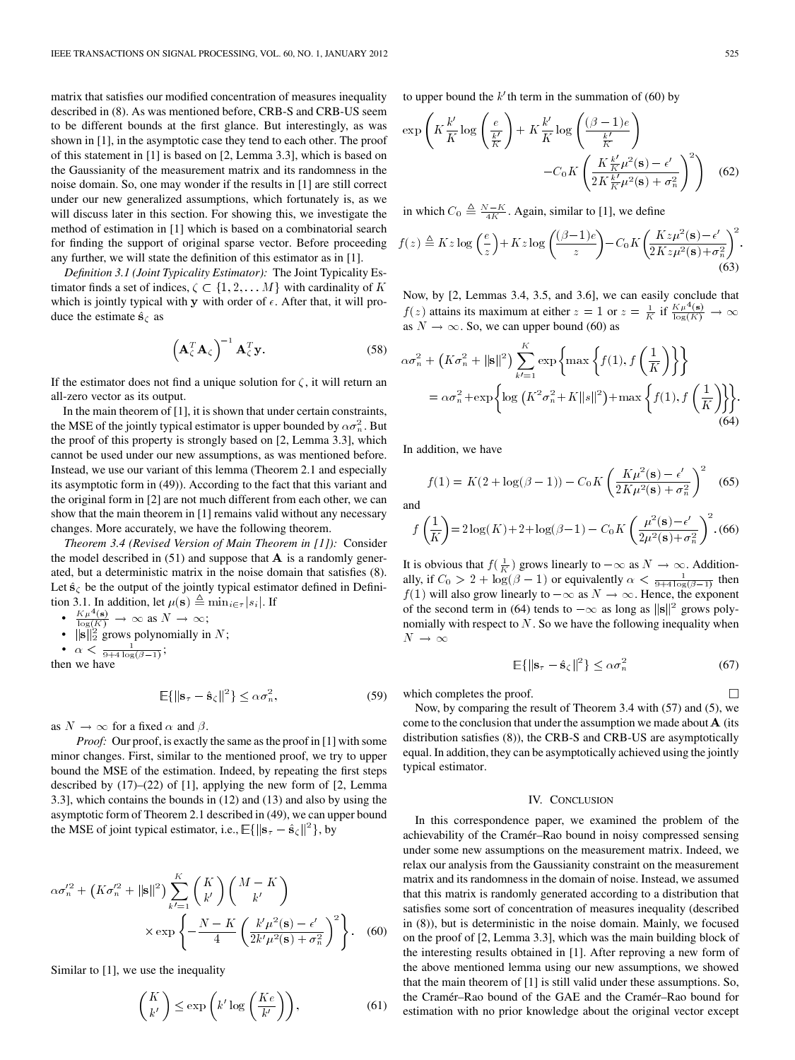matrix that satisfies our modified concentration of measures inequality described in (8). As was mentioned before, CRB-S and CRB-US seem to be different bounds at the first glance. But interestingly, as was shown in [1], in the asymptotic case they tend to each other. The proof of this statement in [1] is based on [2, Lemma 3.3], which is based on the Gaussianity of the measurement matrix and its randomness in the noise domain. So, one may wonder if the results in [1] are still correct under our new generalized assumptions, which fortunately is, as we will discuss later in this section. For showing this, we investigate the method of estimation in [1] which is based on a combinatorial search for finding the support of original sparse vector. Before proceeding any further, we will state the definition of this estimator as in [1].

*Definition 3.1 (Joint Typicality Estimator):* The Joint Typicality Estimator finds a set of indices, $\zeta \subset \{1, 2, \ldots M\}$ with cardinality of $K$ which is jointly typical with $\mathbf{y}$ with order of $\epsilon$. After that, it will produce the estimate $\hat{\mathbf{s}}_\zeta$ as

$$\left(\mathbf{A}_\zeta^T \mathbf{A}_\zeta\right)^{-1} \mathbf{A}_\zeta^T \mathbf{y}. \tag{58}$$

If the estimator does not find a unique solution for $\zeta$, it will return an all-zero vector as its output.

In the main theorem of [1], it is shown that under certain constraints, the MSE of the jointly typical estimator is upper bounded by $\alpha\sigma_n^2$. But the proof of this property is strongly based on [2, Lemma 3.3], which cannot be used under our new assumptions, as was mentioned before. Instead, we use our variant of this lemma (Theorem 2.1 and especially its asymptotic form in (49)). According to the fact that this variant and the original form in [2] are not much different from each other, we can show that the main theorem in [1] remains valid without any necessary changes. More accurately, we have the following theorem.

*Theorem 3.4 (Revised Version of Main Theorem in [1]):* Consider the model described in (51) and suppose that $\mathbf{A}$ is a randomly generated, but a deterministic matrix in the noise domain that satisfies (8). Let $\hat{\mathbf{s}}_\zeta$ be the output of the jointly typical estimator defined in Definition 3.1. In addition, let $\mu(\mathbf{s}) \triangleq \min_{i\in\tau} |s_i|$. If

- $\frac{K\mu^4(\mathbf{s})}{\log(K)} \to \infty$ as $N \to \infty$;
- $\|\mathbf{s}\|_2^2$ grows polynomially in $N$;
- $\alpha < \frac{1}{9+4\log(\beta-1)}$;

then we have

$$\mathbb{E}\{\|\mathbf{s}_\tau - \hat{\mathbf{s}}_\zeta\|^2\} \leq \alpha\sigma_n^2, \tag{59}$$

as $N \to \infty$ for a fixed $\alpha$ and $\beta$.

*Proof:* Our proof, is exactly the same as the proof in [1] with some minor changes. First, similar to the mentioned proof, we try to upper bound the MSE of the estimation. Indeed, by repeating the first steps described by (17)–(22) of [1], applying the new form of [2, Lemma 3.3], which contains the bounds in (12) and (13) and also by using the asymptotic form of Theorem 2.1 described in (49), we can upper bound the MSE of joint typical estimator, i.e., $\mathbb{E}\{\|\mathbf{s}_\tau - \hat{\mathbf{s}}_\zeta\|^2\}$, by

$$\alpha\sigma_n'^2 + \left(K\sigma_n'^2 + \|\mathbf{s}\|^2\right) \sum_{k'=1}^{K} \binom{K}{k'}\binom{M-K}{k'} \times \exp\left\{-\frac{N-K}{4}\left(\frac{k'\mu^2(\mathbf{s}) - \epsilon'}{2k'\mu^2(\mathbf{s}) + \sigma_n^2}\right)^2\right\}. \tag{60}$$

Similar to [1], we use the inequality

$$\binom{K}{k'} \leq \exp\left(k' \log\left(\frac{Ke}{k'}\right)\right), \tag{61}$$

to upper bound the $k'$th term in the summation of (60) by

$$\exp\left(K\frac{k'}{K}\log\left(\frac{e}{\frac{k'}{K}}\right) + K\frac{k'}{K}\log\left(\frac{(\beta-1)e}{\frac{k'}{K}}\right) - C_0 K\left(\frac{K\frac{k'}{K}\mu^2(\mathbf{s}) - \epsilon'}{2K\frac{k'}{K}\mu^2(\mathbf{s}) + \sigma_n^2}\right)^2\right) \tag{62}$$

in which $C_0 \triangleq \frac{N-K}{4K}$. Again, similar to [1], we define

$$f(z) \triangleq Kz\log\left(\frac{e}{z}\right) + Kz\log\left(\frac{(\beta-1)e}{z}\right) - C_0 K\left(\frac{Kz\mu^2(\mathbf{s}) - \epsilon'}{2Kz\mu^2(\mathbf{s}) + \sigma_n^2}\right)^2. \tag{63}$$

Now, by [2, Lemmas 3.4, 3.5, and 3.6], we can easily conclude that $f(z)$ attains its maximum at either $z = 1$ or $z = \frac{1}{K}$ if $\frac{K\mu^4(\mathbf{s})}{\log(K)} \to \infty$ as $N \to \infty$. So, we can upper bound (60) as

$$\begin{aligned}
&\alpha\sigma_n^2 + \left(K\sigma_n^2 + \|\mathbf{s}\|^2\right)\sum_{k'=1}^{K}\exp\left\{\max\left\{f(1), f\left(\frac{1}{K}\right)\right\}\right\} \\
&= \alpha\sigma_n^2 + \exp\left\{\log\left(K^2\sigma_n^2 + K\|s\|^2\right) + \max\left\{f(1), f\left(\frac{1}{K}\right)\right\}\right\}.
\end{aligned} \tag{64}$$

In addition, we have

$$f(1) = K(2 + \log(\beta - 1)) - C_0 K\left(\frac{K\mu^2(\mathbf{s}) - \epsilon'}{2K\mu^2(\mathbf{s}) + \sigma_n^2}\right)^2 \tag{65}$$

and

$$f\left(\frac{1}{K}\right) = 2\log(K) + 2 + \log(\beta-1) - C_0 K\left(\frac{\mu^2(\mathbf{s}) - \epsilon'}{2\mu^2(\mathbf{s}) + \sigma_n^2}\right)^2. \tag{66}$$

It is obvious that $f(\frac{1}{K})$ grows linearly to $-\infty$ as $N \to \infty$. Additionally, if $C_0 > 2 + \log(\beta - 1)$ or equivalently $\alpha < \frac{1}{9+4\log(\beta-1)}$ then $f(1)$ will also grow linearly to $-\infty$ as $N \to \infty$. Hence, the exponent of the second term in (64) tends to $-\infty$ as long as $\|\mathbf{s}\|^2$ grows polynomially with respect to $N$. So we have the following inequality when $N \to \infty$

$$\mathbb{E}\{\|\mathbf{s}_\tau - \hat{\mathbf{s}}_\zeta\|^2\} \leq \alpha\sigma_n^2 \tag{67}$$

which completes the proof. □

Now, by comparing the result of Theorem 3.4 with (57) and (5), we come to the conclusion that under the assumption we made about $\mathbf{A}$ (its distribution satisfies (8)), the CRB-S and CRB-US are asymptotically equal. In addition, they can be asymptotically achieved using the jointly typical estimator.

## IV. Conclusion

In this correspondence paper, we examined the problem of the achievability of the Cramér–Rao bound in noisy compressed sensing under some new assumptions on the measurement matrix. Indeed, we relax our analysis from the Gaussianity constraint on the measurement matrix and its randomness in the domain of noise. Instead, we assumed that this matrix is randomly generated according to a distribution that satisfies some sort of concentration of measures inequality (described in (8)), but is deterministic in the noise domain. Mainly, we focused on the proof of [2, Lemma 3.3], which was the main building block of the interesting results obtained in [1]. After reproving a new form of the above mentioned lemma using our new assumptions, we showed that the main theorem of [1] is still valid under these assumptions. So, the Cramér–Rao bound of the GAE and the Cramér–Rao bound for estimation with no prior knowledge about the original vector except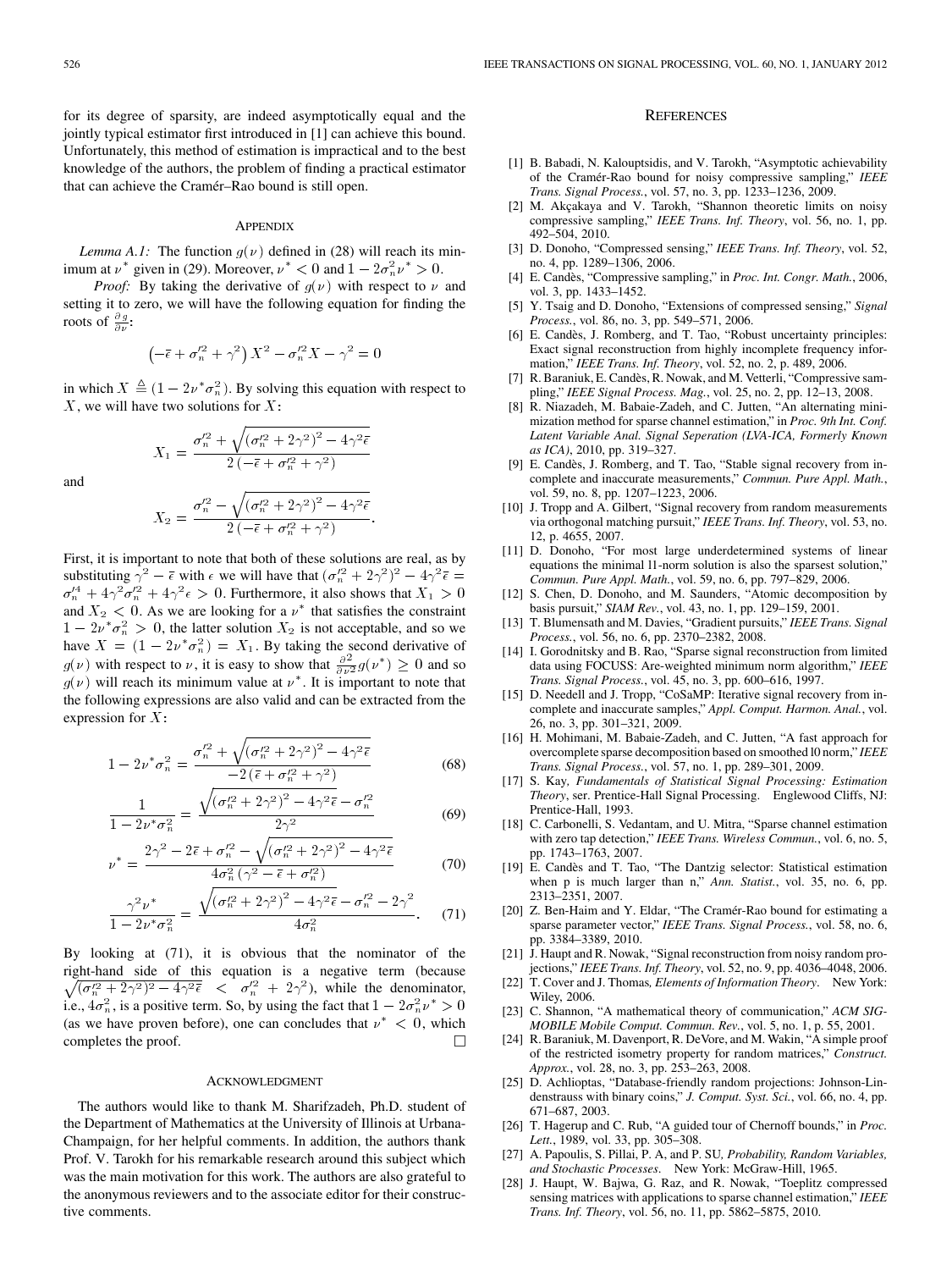for its degree of sparsity, are indeed asymptotically equal and the jointly typical estimator first introduced in [1] can achieve this bound. Unfortunately, this method of estimation is impractical and to the best knowledge of the authors, the problem of finding a practical estimator that can achieve the Cramér–Rao bound is still open.

## Appendix

*Lemma A.1:* The function $g(\nu)$ defined in (28) will reach its minimum at $\nu^*$ given in (29). Moreover, $\nu^* < 0$ and $1 - 2\sigma_n^2\nu^* > 0$.

*Proof:* By taking the derivative of $g(\nu)$ with respect to $\nu$ and setting it to zero, we will have the following equation for finding the roots of $\frac{\partial g}{\partial \nu}$:

$$\left(-\bar{\epsilon} + \sigma_n'^2 + \gamma^2\right) X^2 - \sigma_n'^2 X - \gamma^2 = 0$$

in which $X \triangleq (1 - 2\nu^* \sigma_n^2)$. By solving this equation with respect to $X$, we will have two solutions for $X$:

$$X_1 = \frac{\sigma_n'^2 + \sqrt{\left(\sigma_n'^2 + 2\gamma^2\right)^2 - 4\gamma^2\bar{\epsilon}}}{2\left(-\bar{\epsilon} + \sigma_n'^2 + \gamma^2\right)}$$

and

$$X_2 = \frac{\sigma_n'^2 - \sqrt{\left(\sigma_n'^2 + 2\gamma^2\right)^2 - 4\gamma^2\bar{\epsilon}}}{2\left(-\bar{\epsilon} + \sigma_n'^2 + \gamma^2\right)}.$$

First, it is important to note that both of these solutions are real, as by substituting $\gamma^2 - \bar{\epsilon}$ with $\epsilon$ we will have that $(\sigma_n'^2 + 2\gamma^2)^2 - 4\gamma^2\bar{\epsilon} = \sigma_n'^4 + 4\gamma^2\sigma_n'^2 + 4\gamma^2\epsilon > 0$. Furthermore, it also shows that $X_1 > 0$ and $X_2 < 0$. As we are looking for a $\nu^*$ that satisfies the constraint $1 - 2\nu^*\sigma_n^2 > 0$, the latter solution $X_2$ is not acceptable, and so we have $X = (1 - 2\nu^*\sigma_n^2) = X_1$. By taking the second derivative of $g(\nu)$ with respect to $\nu$, it is easy to show that $\frac{\partial^2}{\partial \nu^2} g(\nu^*) \geq 0$ and so $g(\nu)$ will reach its minimum value at $\nu^*$. It is important to note that the following expressions are also valid and can be extracted from the expression for $X$:

$$1 - 2\nu^*\sigma_n^2 = \frac{\sigma_n'^2 + \sqrt{\left(\sigma_n'^2 + 2\gamma^2\right)^2 - 4\gamma^2\bar{\epsilon}}}{-2\left(\bar{\epsilon} + \sigma_n'^2 + \gamma^2\right)} \tag{68}$$

$$\frac{1}{1 - 2\nu^*\sigma_n^2} = \frac{\sqrt{\left(\sigma_n'^2 + 2\gamma^2\right)^2 - 4\gamma^2\bar{\epsilon}} - \sigma_n'^2}{2\gamma^2} \tag{69}$$

$$\nu^* = \frac{2\gamma^2 - 2\bar{\epsilon} + \sigma_n'^2 - \sqrt{\left(\sigma_n'^2 + 2\gamma^2\right)^2 - 4\gamma^2\bar{\epsilon}}}{4\sigma_n^2\left(\gamma^2 - \bar{\epsilon} + \sigma_n'^2\right)} \tag{70}$$

$$\frac{\gamma^2\nu^*}{1 - 2\nu^*\sigma_n^2} = \frac{\sqrt{\left(\sigma_n'^2 + 2\gamma^2\right)^2 - 4\gamma^2\bar{\epsilon}} - \sigma_n'^2 - 2\gamma^2}{4\sigma_n^2}. \tag{71}$$

By looking at (71), it is obvious that the nominator of the right-hand side of this equation is a negative term (because $\sqrt{(\sigma_n'^2 + 2\gamma^2)^2 - 4\gamma^2\bar{\epsilon}} < \sigma_n'^2 + 2\gamma^2$), while the denominator, i.e., $4\sigma_n^2$, is a positive term. So, by using the fact that $1 - 2\sigma_n^2\nu^* > 0$ (as we have proven before), one can concludes that $\nu^* < 0$, which completes the proof. □

## Acknowledgment

The authors would like to thank M. Sharifzadeh, Ph.D. student of the Department of Mathematics at the University of Illinois at Urbana-Champaign, for her helpful comments. In addition, the authors thank Prof. V. Tarokh for his remarkable research around this subject which was the main motivation for this work. The authors are also grateful to the anonymous reviewers and to the associate editor for their constructive comments.

## References

[1] B. Babadi, N. Kalouptsidis, and V. Tarokh, "Asymptotic achievability of the Cramér-Rao bound for noisy compressive sampling," *IEEE Trans. Signal Process.*, vol. 57, no. 3, pp. 1233–1236, 2009.

[2] M. Akçakaya and V. Tarokh, "Shannon theoretic limits on noisy compressive sampling," *IEEE Trans. Inf. Theory*, vol. 56, no. 1, pp. 492–504, 2010.

[3] D. Donoho, "Compressed sensing," *IEEE Trans. Inf. Theory*, vol. 52, no. 4, pp. 1289–1306, 2006.

[4] E. Candès, "Compressive sampling," in *Proc. Int. Congr. Math.*, 2006, vol. 3, pp. 1433–1452.

[5] Y. Tsaig and D. Donoho, "Extensions of compressed sensing," *Signal Process.*, vol. 86, no. 3, pp. 549–571, 2006.

[6] E. Candès, J. Romberg, and T. Tao, "Robust uncertainty principles: Exact signal reconstruction from highly incomplete frequency information," *IEEE Trans. Inf. Theory*, vol. 52, no. 2, p. 489, 2006.

[7] R. Baraniuk, E. Candès, R. Nowak, and M. Vetterli, "Compressive sampling," *IEEE Signal Process. Mag.*, vol. 25, no. 2, pp. 12–13, 2008.

[8] R. Niazadeh, M. Babaie-Zadeh, and C. Jutten, "An alternating minimization method for sparse channel estimation," in *Proc. 9th Int. Conf. Latent Variable Anal. Signal Seperation (LVA-ICA, Formerly Known as ICA)*, 2010, pp. 319–327.

[9] E. Candès, J. Romberg, and T. Tao, "Stable signal recovery from incomplete and inaccurate measurements," *Commun. Pure Appl. Math.*, vol. 59, no. 8, pp. 1207–1223, 2006.

[10] J. Tropp and A. Gilbert, "Signal recovery from random measurements via orthogonal matching pursuit," *IEEE Trans. Inf. Theory*, vol. 53, no. 12, p. 4655, 2007.

[11] D. Donoho, "For most large underdetermined systems of linear equations the minimal l1-norm solution is also the sparsest solution," *Commun. Pure Appl. Math.*, vol. 59, no. 6, pp. 797–829, 2006.

[12] S. Chen, D. Donoho, and M. Saunders, "Atomic decomposition by basis pursuit," *SIAM Rev.*, vol. 43, no. 1, pp. 129–159, 2001.

[13] T. Blumensath and M. Davies, "Gradient pursuits," *IEEE Trans. Signal Process.*, vol. 56, no. 6, pp. 2370–2382, 2008.

[14] I. Gorodnitsky and B. Rao, "Sparse signal reconstruction from limited data using FOCUSS: Are-weighted minimum norm algorithm," *IEEE Trans. Signal Process.*, vol. 45, no. 3, pp. 600–616, 1997.

[15] D. Needell and J. Tropp, "CoSaMP: Iterative signal recovery from incomplete and inaccurate samples," *Appl. Comput. Harmon. Anal.*, vol. 26, no. 3, pp. 301–321, 2009.

[16] H. Mohimani, M. Babaie-Zadeh, and C. Jutten, "A fast approach for overcomplete sparse decomposition based on smoothed l0 norm," *IEEE Trans. Signal Process.*, vol. 57, no. 1, pp. 289–301, 2009.

[17] S. Kay, *Fundamentals of Statistical Signal Processing: Estimation Theory*, ser. Prentice-Hall Signal Processing. Englewood Cliffs, NJ: Prentice-Hall, 1993.

[18] C. Carbonelli, S. Vedantam, and U. Mitra, "Sparse channel estimation with zero tap detection," *IEEE Trans. Wireless Commun.*, vol. 6, no. 5, pp. 1743–1763, 2007.

[19] E. Candès and T. Tao, "The Dantzig selector: Statistical estimation when p is much larger than n," *Ann. Statist.*, vol. 35, no. 6, pp. 2313–2351, 2007.

[20] Z. Ben-Haim and Y. Eldar, "The Cramér-Rao bound for estimating a sparse parameter vector," *IEEE Trans. Signal Process.*, vol. 58, no. 6, pp. 3384–3389, 2010.

[21] J. Haupt and R. Nowak, "Signal reconstruction from noisy random projections," *IEEE Trans. Inf. Theory*, vol. 52, no. 9, pp. 4036–4048, 2006.

[22] T. Cover and J. Thomas, *Elements of Information Theory*. New York: Wiley, 2006.

[23] C. Shannon, "A mathematical theory of communication," *ACM SIGMOBILE Mobile Comput. Commun. Rev.*, vol. 5, no. 1, p. 55, 2001.

[24] R. Baraniuk, M. Davenport, R. DeVore, and M. Wakin, "A simple proof of the restricted isometry property for random matrices," *Construct. Approx.*, vol. 28, no. 3, pp. 253–263, 2008.

[25] D. Achlioptas, "Database-friendly random projections: Johnson-Lindenstrauss with binary coins," *J. Comput. Syst. Sci.*, vol. 66, no. 4, pp. 671–687, 2003.

[26] T. Hagerup and C. Rub, "A guided tour of Chernoff bounds," in *Proc. Lett.*, 1989, vol. 33, pp. 305–308.

[27] A. Papoulis, S. Pillai, P. A, and P. SU, *Probability, Random Variables, and Stochastic Processes*. New York: McGraw-Hill, 1965.

[28] J. Haupt, W. Bajwa, G. Raz, and R. Nowak, "Toeplitz compressed sensing matrices with applications to sparse channel estimation," *IEEE Trans. Inf. Theory*, vol. 56, no. 11, pp. 5862–5875, 2010.